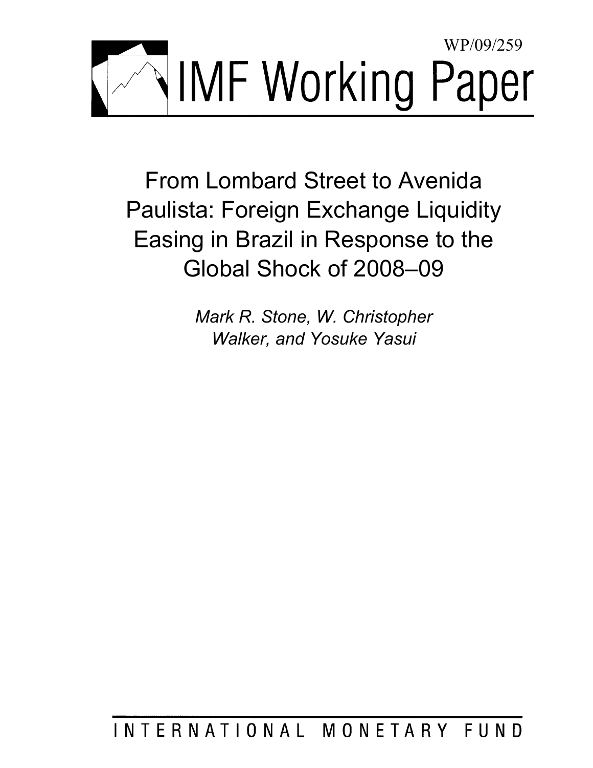WP/09/259

# IMF Working Paper

# From Lombard Street to Avenida Paulista: Foreign Exchange Liquidity Easing in Brazil in Response to the Global Shock of 2008–09

*Mark R. Stone, W. Christopher Walker, and Yosuke Yasui*

INTERNATIONAL MONETARY FUND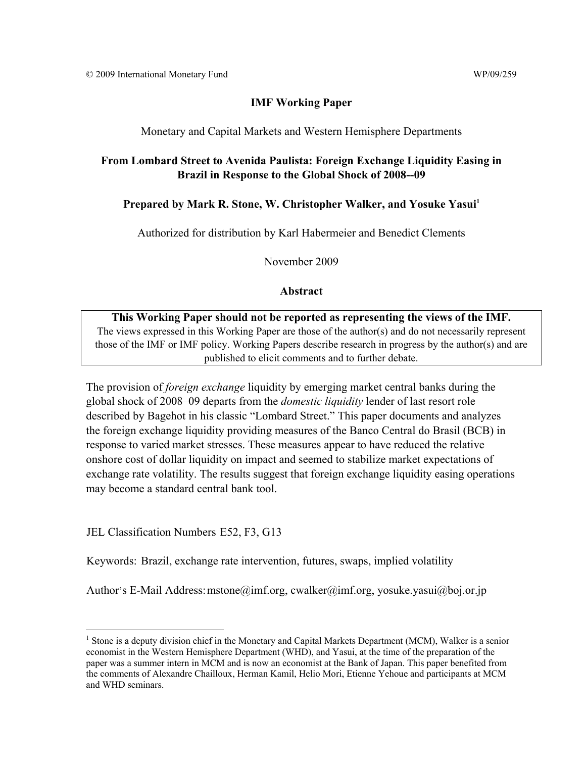© 2009 International Monetary Fund WP/09/259

# IMF Working Paper

Monetary and Capital Markets and Western Hemisphere Departments

## From Lombard Street to Avenida Paulista: Foreign Exchange Liquidity Easing in Brazil in Response to the Global Shock of 2008--09

**Prepared by Mark R. Stone, W. Christopher Walker, and Yosuke Yasui[1]**

Authorized for distribution by Karl Habermeier and Benedict Clements

November 2009

### Abstract

**This Working Paper should not be reported as representing the views of the IMF.**
The views expressed in this Working Paper are those of the author(s) and do not necessarily represent those of the IMF or IMF policy. Working Papers describe research in progress by the author(s) and are published to elicit comments and to further debate.

The provision of *foreign exchange* liquidity by emerging market central banks during the global shock of 2008–09 departs from the *domestic liquidity* lender of last resort role described by Bagehot in his classic "Lombard Street." This paper documents and analyzes the foreign exchange liquidity providing measures of the Banco Central do Brasil (BCB) in response to varied market stresses. These measures appear to have reduced the relative onshore cost of dollar liquidity on impact and seemed to stabilize market expectations of exchange rate volatility. The results suggest that foreign exchange liquidity easing operations may become a standard central bank tool.

JEL Classification Numbers E52, F3, G13

Keywords: Brazil, exchange rate intervention, futures, swaps, implied volatility

Author's E-Mail Address: mstone@imf.org, cwalker@imf.org, yosuke.yasui@boj.or.jp

---

[1] Stone is a deputy division chief in the Monetary and Capital Markets Department (MCM), Walker is a senior economist in the Western Hemisphere Department (WHD), and Yasui, at the time of the preparation of the paper was a summer intern in MCM and is now an economist at the Bank of Japan. This paper benefited from the comments of Alexandre Chailloux, Herman Kamil, Helio Mori, Etienne Yehoue and participants at MCM and WHD seminars.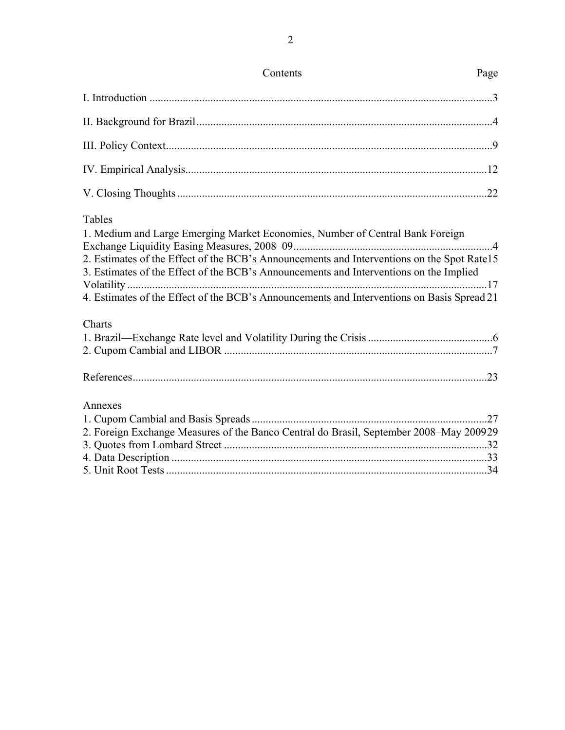# Contents

| | Page |
|---|---|
| I. Introduction | 3 |
| II. Background for Brazil | 4 |
| III. Policy Context | 9 |
| IV. Empirical Analysis | 12 |
| V. Closing Thoughts | 22 |

Tables

1. Medium and Large Emerging Market Economies, Number of Central Bank Foreign Exchange Liquidity Easing Measures, 2008–09 .......... 4
2. Estimates of the Effect of the BCB's Announcements and Interventions on the Spot Rate .......... 15
3. Estimates of the Effect of the BCB's Announcements and Interventions on the Implied Volatility .......... 17
4. Estimates of the Effect of the BCB's Announcements and Interventions on Basis Spread .......... 21

Charts

1. Brazil—Exchange Rate level and Volatility During the Crisis .......... 6
2. Cupom Cambial and LIBOR .......... 7

References .......... 23

Annexes

1. Cupom Cambial and Basis Spreads .......... 27
2. Foreign Exchange Measures of the Banco Central do Brasil, September 2008–May 2009 .......... 29
3. Quotes from Lombard Street .......... 32
4. Data Description .......... 33
5. Unit Root Tests .......... 34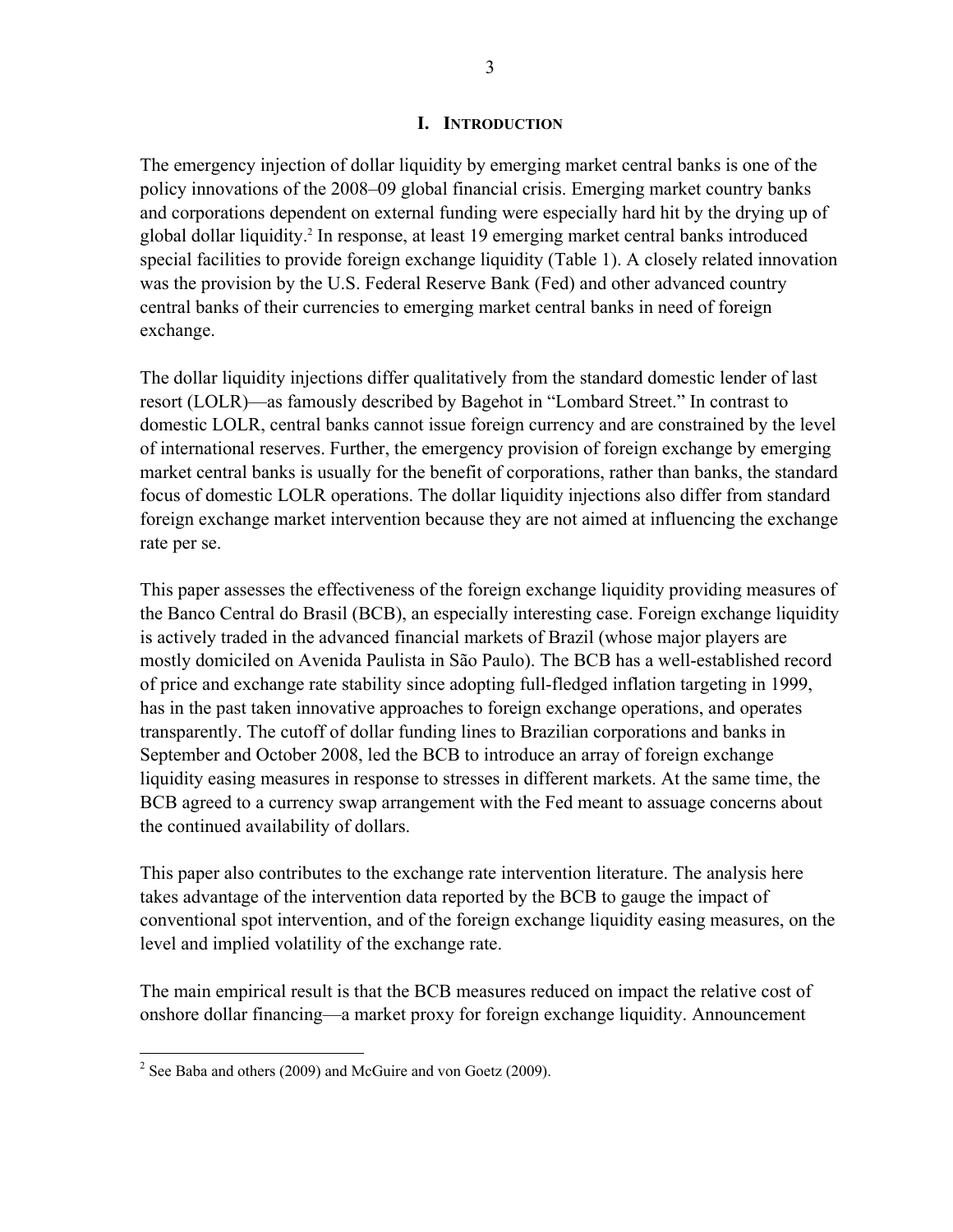# I. Introduction

The emergency injection of dollar liquidity by emerging market central banks is one of the policy innovations of the 2008–09 global financial crisis. Emerging market country banks and corporations dependent on external funding were especially hard hit by the drying up of global dollar liquidity.[2] In response, at least 19 emerging market central banks introduced special facilities to provide foreign exchange liquidity (Table 1). A closely related innovation was the provision by the U.S. Federal Reserve Bank (Fed) and other advanced country central banks of their currencies to emerging market central banks in need of foreign exchange.

The dollar liquidity injections differ qualitatively from the standard domestic lender of last resort (LOLR)—as famously described by Bagehot in "Lombard Street." In contrast to domestic LOLR, central banks cannot issue foreign currency and are constrained by the level of international reserves. Further, the emergency provision of foreign exchange by emerging market central banks is usually for the benefit of corporations, rather than banks, the standard focus of domestic LOLR operations. The dollar liquidity injections also differ from standard foreign exchange market intervention because they are not aimed at influencing the exchange rate per se.

This paper assesses the effectiveness of the foreign exchange liquidity providing measures of the Banco Central do Brasil (BCB), an especially interesting case. Foreign exchange liquidity is actively traded in the advanced financial markets of Brazil (whose major players are mostly domiciled on Avenida Paulista in São Paulo). The BCB has a well-established record of price and exchange rate stability since adopting full-fledged inflation targeting in 1999, has in the past taken innovative approaches to foreign exchange operations, and operates transparently. The cutoff of dollar funding lines to Brazilian corporations and banks in September and October 2008, led the BCB to introduce an array of foreign exchange liquidity easing measures in response to stresses in different markets. At the same time, the BCB agreed to a currency swap arrangement with the Fed meant to assuage concerns about the continued availability of dollars.

This paper also contributes to the exchange rate intervention literature. The analysis here takes advantage of the intervention data reported by the BCB to gauge the impact of conventional spot intervention, and of the foreign exchange liquidity easing measures, on the level and implied volatility of the exchange rate.

The main empirical result is that the BCB measures reduced on impact the relative cost of onshore dollar financing—a market proxy for foreign exchange liquidity. Announcement

[2] See Baba and others (2009) and McGuire and von Goetz (2009).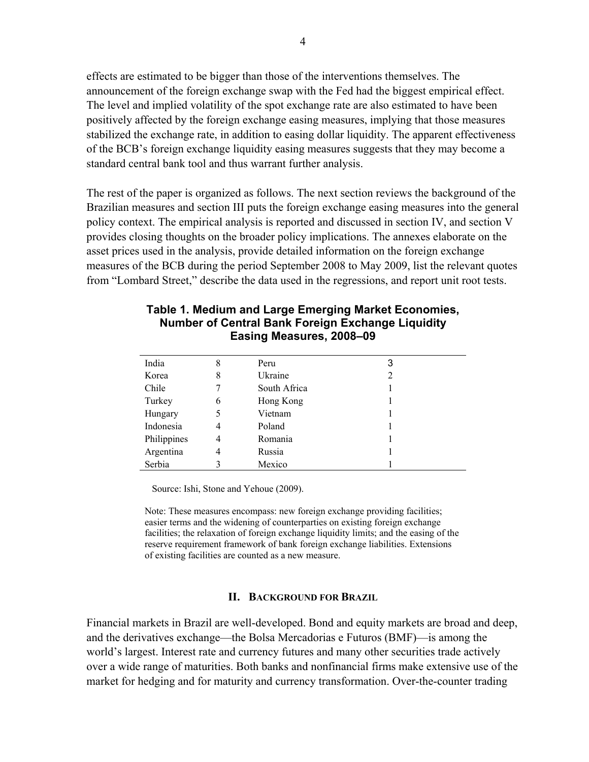effects are estimated to be bigger than those of the interventions themselves. The announcement of the foreign exchange swap with the Fed had the biggest empirical effect. The level and implied volatility of the spot exchange rate are also estimated to have been positively affected by the foreign exchange easing measures, implying that those measures stabilized the exchange rate, in addition to easing dollar liquidity. The apparent effectiveness of the BCB's foreign exchange liquidity easing measures suggests that they may become a standard central bank tool and thus warrant further analysis.

The rest of the paper is organized as follows. The next section reviews the background of the Brazilian measures and section III puts the foreign exchange easing measures into the general policy context. The empirical analysis is reported and discussed in section IV, and section V provides closing thoughts on the broader policy implications. The annexes elaborate on the asset prices used in the analysis, provide detailed information on the foreign exchange measures of the BCB during the period September 2008 to May 2009, list the relevant quotes from "Lombard Street," describe the data used in the regressions, and report unit root tests.

**Table 1. Medium and Large Emerging Market Economies, Number of Central Bank Foreign Exchange Liquidity Easing Measures, 2008–09**

| | | | |
|---|---|---|---|
| India | 8 | Peru | 3 |
| Korea | 8 | Ukraine | 2 |
| Chile | 7 | South Africa | 1 |
| Turkey | 6 | Hong Kong | 1 |
| Hungary | 5 | Vietnam | 1 |
| Indonesia | 4 | Poland | 1 |
| Philippines | 4 | Romania | 1 |
| Argentina | 4 | Russia | 1 |
| Serbia | 3 | Mexico | 1 |

Source: Ishi, Stone and Yehoue (2009).

Note: These measures encompass: new foreign exchange providing facilities; easier terms and the widening of counterparties on existing foreign exchange facilities; the relaxation of foreign exchange liquidity limits; and the easing of the reserve requirement framework of bank foreign exchange liabilities. Extensions of existing facilities are counted as a new measure.

## II. Background for Brazil

Financial markets in Brazil are well-developed. Bond and equity markets are broad and deep, and the derivatives exchange—the Bolsa Mercadorias e Futuros (BMF)—is among the world's largest. Interest rate and currency futures and many other securities trade actively over a wide range of maturities. Both banks and nonfinancial firms make extensive use of the market for hedging and for maturity and currency transformation. Over-the-counter trading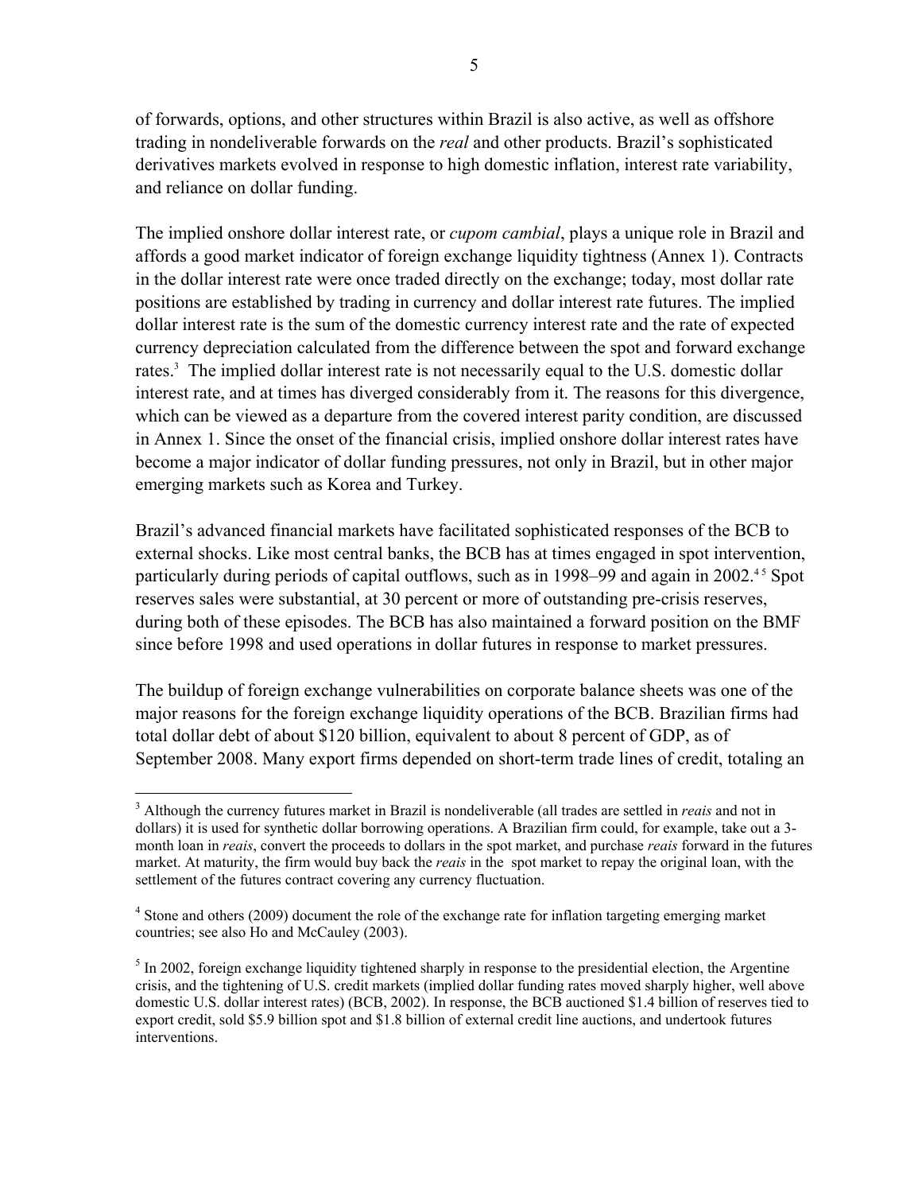of forwards, options, and other structures within Brazil is also active, as well as offshore trading in nondeliverable forwards on the *real* and other products. Brazil's sophisticated derivatives markets evolved in response to high domestic inflation, interest rate variability, and reliance on dollar funding.

The implied onshore dollar interest rate, or *cupom cambial*, plays a unique role in Brazil and affords a good market indicator of foreign exchange liquidity tightness (Annex 1). Contracts in the dollar interest rate were once traded directly on the exchange; today, most dollar rate positions are established by trading in currency and dollar interest rate futures. The implied dollar interest rate is the sum of the domestic currency interest rate and the rate of expected currency depreciation calculated from the difference between the spot and forward exchange rates.[3] The implied dollar interest rate is not necessarily equal to the U.S. domestic dollar interest rate, and at times has diverged considerably from it. The reasons for this divergence, which can be viewed as a departure from the covered interest parity condition, are discussed in Annex 1. Since the onset of the financial crisis, implied onshore dollar interest rates have become a major indicator of dollar funding pressures, not only in Brazil, but in other major emerging markets such as Korea and Turkey.

Brazil's advanced financial markets have facilitated sophisticated responses of the BCB to external shocks. Like most central banks, the BCB has at times engaged in spot intervention, particularly during periods of capital outflows, such as in 1998–99 and again in 2002.[4][5] Spot reserves sales were substantial, at 30 percent or more of outstanding pre-crisis reserves, during both of these episodes. The BCB has also maintained a forward position on the BMF since before 1998 and used operations in dollar futures in response to market pressures.

The buildup of foreign exchange vulnerabilities on corporate balance sheets was one of the major reasons for the foreign exchange liquidity operations of the BCB. Brazilian firms had total dollar debt of about \$120 billion, equivalent to about 8 percent of GDP, as of September 2008. Many export firms depended on short-term trade lines of credit, totaling an

---

[3] Although the currency futures market in Brazil is nondeliverable (all trades are settled in *reais* and not in dollars) it is used for synthetic dollar borrowing operations. A Brazilian firm could, for example, take out a 3-month loan in *reais*, convert the proceeds to dollars in the spot market, and purchase *reais* forward in the futures market. At maturity, the firm would buy back the *reais* in the spot market to repay the original loan, with the settlement of the futures contract covering any currency fluctuation.

[4] Stone and others (2009) document the role of the exchange rate for inflation targeting emerging market countries; see also Ho and McCauley (2003).

[5] In 2002, foreign exchange liquidity tightened sharply in response to the presidential election, the Argentine crisis, and the tightening of U.S. credit markets (implied dollar funding rates moved sharply higher, well above domestic U.S. dollar interest rates) (BCB, 2002). In response, the BCB auctioned \$1.4 billion of reserves tied to export credit, sold \$5.9 billion spot and \$1.8 billion of external credit line auctions, and undertook futures interventions.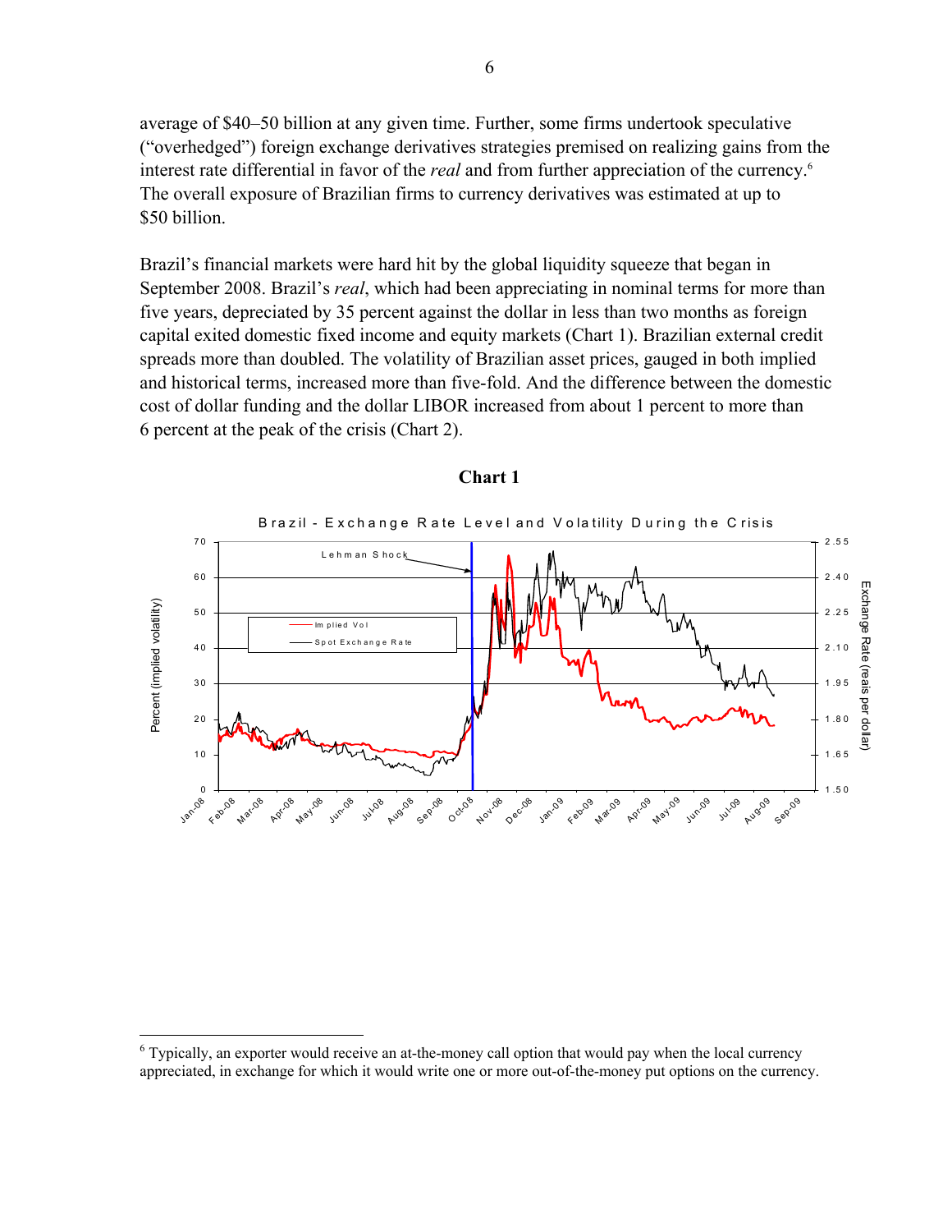average of $40–50 billion at any given time. Further, some firms undertook speculative ("overhedged") foreign exchange derivatives strategies premised on realizing gains from the interest rate differential in favor of the *real* and from further appreciation of the currency.[6] The overall exposure of Brazilian firms to currency derivatives was estimated at up to $50 billion.

Brazil's financial markets were hard hit by the global liquidity squeeze that began in September 2008. Brazil's *real*, which had been appreciating in nominal terms for more than five years, depreciated by 35 percent against the dollar in less than two months as foreign capital exited domestic fixed income and equity markets (Chart 1). Brazilian external credit spreads more than doubled. The volatility of Brazilian asset prices, gauged in both implied and historical terms, increased more than five-fold. And the difference between the domestic cost of dollar funding and the dollar LIBOR increased from about 1 percent to more than 6 percent at the peak of the crisis (Chart 2).

**Chart 1**

Brazil - Exchange Rate Level and Volatility During the Crisis

---

[6] Typically, an exporter would receive an at-the-money call option that would pay when the local currency appreciated, in exchange for which it would write one or more out-of-the-money put options on the currency.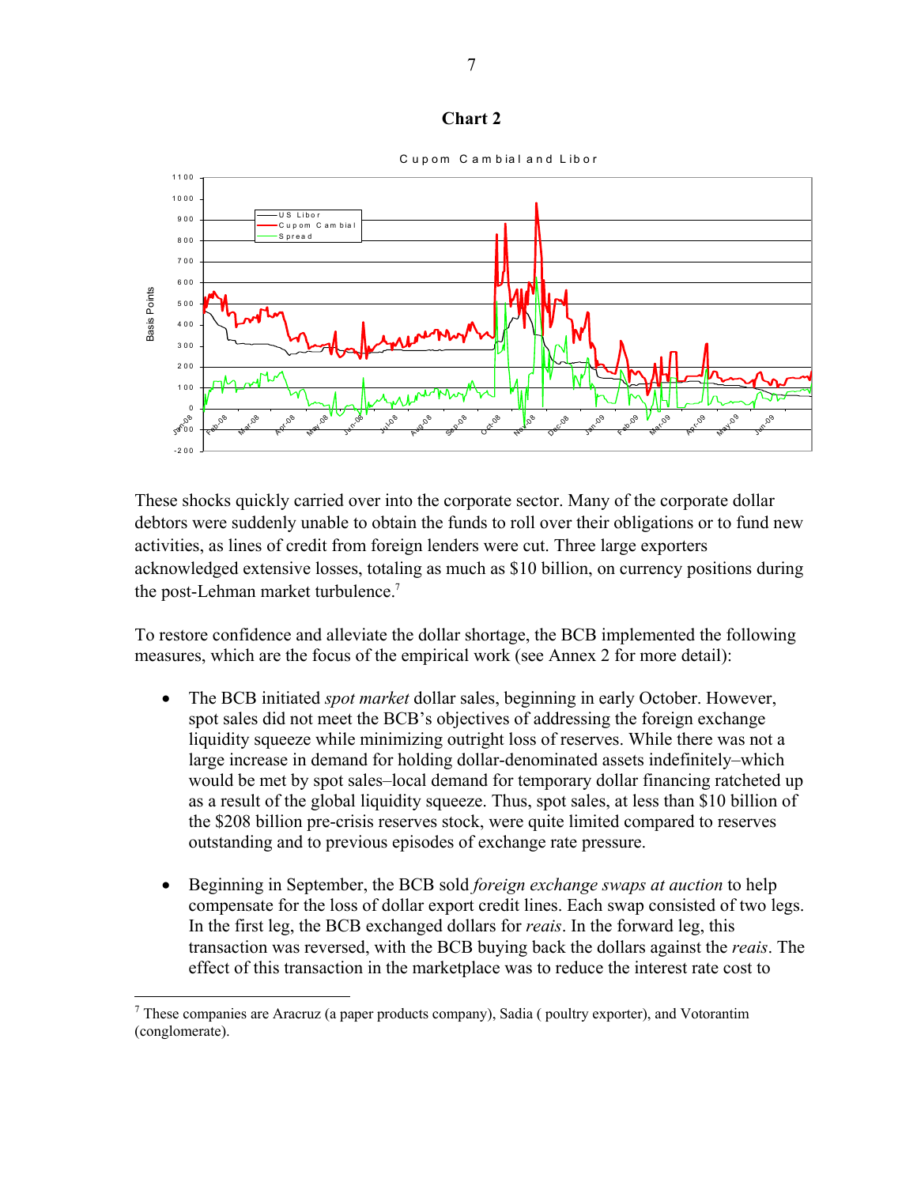**Chart 2**

These shocks quickly carried over into the corporate sector. Many of the corporate dollar debtors were suddenly unable to obtain the funds to roll over their obligations or to fund new activities, as lines of credit from foreign lenders were cut. Three large exporters acknowledged extensive losses, totaling as much as $10 billion, on currency positions during the post-Lehman market turbulence.[7]

To restore confidence and alleviate the dollar shortage, the BCB implemented the following measures, which are the focus of the empirical work (see Annex 2 for more detail):

- The BCB initiated *spot market* dollar sales, beginning in early October. However, spot sales did not meet the BCB's objectives of addressing the foreign exchange liquidity squeeze while minimizing outright loss of reserves. While there was not a large increase in demand for holding dollar-denominated assets indefinitely–which would be met by spot sales–local demand for temporary dollar financing ratcheted up as a result of the global liquidity squeeze. Thus, spot sales, at less than $10 billion of the $208 billion pre-crisis reserves stock, were quite limited compared to reserves outstanding and to previous episodes of exchange rate pressure.

- Beginning in September, the BCB sold *foreign exchange swaps at auction* to help compensate for the loss of dollar export credit lines. Each swap consisted of two legs. In the first leg, the BCB exchanged dollars for *reais*. In the forward leg, this transaction was reversed, with the BCB buying back the dollars against the *reais*. The effect of this transaction in the marketplace was to reduce the interest rate cost to

[7] These companies are Aracruz (a paper products company), Sadia ( poultry exporter), and Votorantim (conglomerate).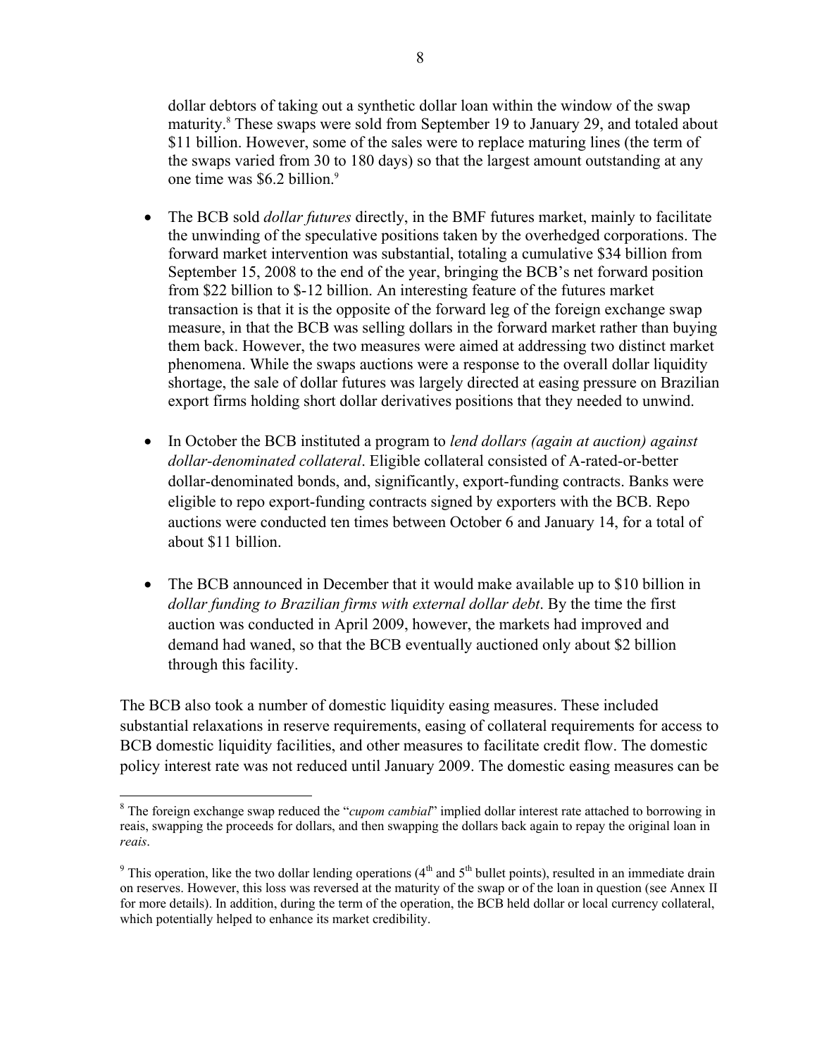dollar debtors of taking out a synthetic dollar loan within the window of the swap maturity.[8] These swaps were sold from September 19 to January 29, and totaled about $11 billion. However, some of the sales were to replace maturing lines (the term of the swaps varied from 30 to 180 days) so that the largest amount outstanding at any one time was $6.2 billion.[9]

- The BCB sold *dollar futures* directly, in the BMF futures market, mainly to facilitate the unwinding of the speculative positions taken by the overhedged corporations. The forward market intervention was substantial, totaling a cumulative $34 billion from September 15, 2008 to the end of the year, bringing the BCB's net forward position from $22 billion to $-12 billion. An interesting feature of the futures market transaction is that it is the opposite of the forward leg of the foreign exchange swap measure, in that the BCB was selling dollars in the forward market rather than buying them back. However, the two measures were aimed at addressing two distinct market phenomena. While the swaps auctions were a response to the overall dollar liquidity shortage, the sale of dollar futures was largely directed at easing pressure on Brazilian export firms holding short dollar derivatives positions that they needed to unwind.

- In October the BCB instituted a program to *lend dollars (again at auction) against dollar-denominated collateral*. Eligible collateral consisted of A-rated-or-better dollar-denominated bonds, and, significantly, export-funding contracts. Banks were eligible to repo export-funding contracts signed by exporters with the BCB. Repo auctions were conducted ten times between October 6 and January 14, for a total of about $11 billion.

- The BCB announced in December that it would make available up to $10 billion in *dollar funding to Brazilian firms with external dollar debt*. By the time the first auction was conducted in April 2009, however, the markets had improved and demand had waned, so that the BCB eventually auctioned only about $2 billion through this facility.

The BCB also took a number of domestic liquidity easing measures. These included substantial relaxations in reserve requirements, easing of collateral requirements for access to BCB domestic liquidity facilities, and other measures to facilitate credit flow. The domestic policy interest rate was not reduced until January 2009. The domestic easing measures can be

---

[8] The foreign exchange swap reduced the "*cupom cambial*" implied dollar interest rate attached to borrowing in reais, swapping the proceeds for dollars, and then swapping the dollars back again to repay the original loan in *reais*.

[9] This operation, like the two dollar lending operations (4th and 5th bullet points), resulted in an immediate drain on reserves. However, this loss was reversed at the maturity of the swap or of the loan in question (see Annex II for more details). In addition, during the term of the operation, the BCB held dollar or local currency collateral, which potentially helped to enhance its market credibility.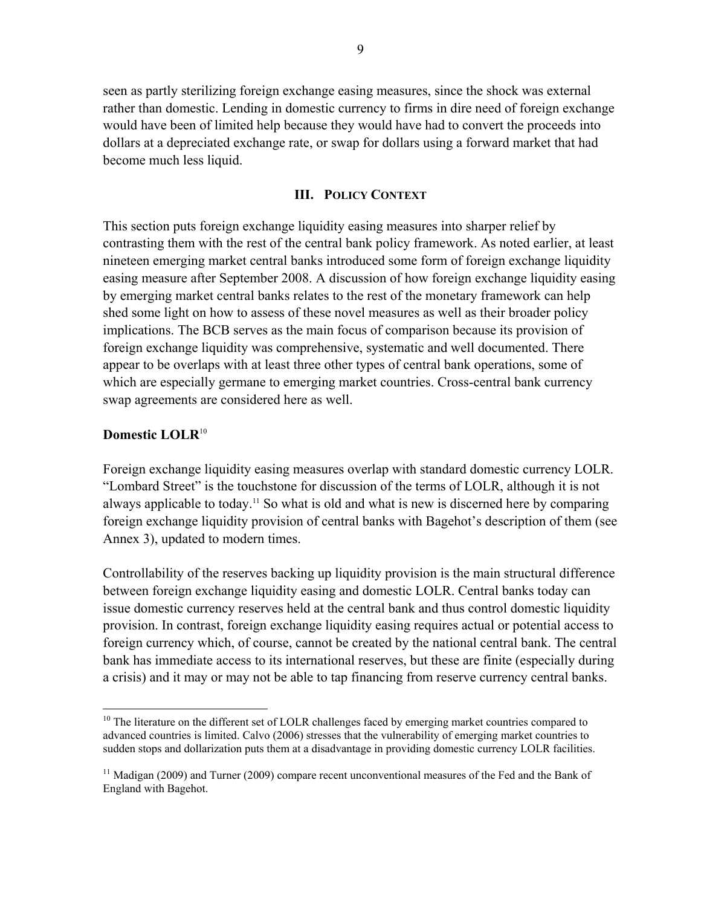seen as partly sterilizing foreign exchange easing measures, since the shock was external rather than domestic. Lending in domestic currency to firms in dire need of foreign exchange would have been of limited help because they would have had to convert the proceeds into dollars at a depreciated exchange rate, or swap for dollars using a forward market that had become much less liquid.

## III. Policy Context

This section puts foreign exchange liquidity easing measures into sharper relief by contrasting them with the rest of the central bank policy framework. As noted earlier, at least nineteen emerging market central banks introduced some form of foreign exchange liquidity easing measure after September 2008. A discussion of how foreign exchange liquidity easing by emerging market central banks relates to the rest of the monetary framework can help shed some light on how to assess of these novel measures as well as their broader policy implications. The BCB serves as the main focus of comparison because its provision of foreign exchange liquidity was comprehensive, systematic and well documented. There appear to be overlaps with at least three other types of central bank operations, some of which are especially germane to emerging market countries. Cross-central bank currency swap agreements are considered here as well.

### Domestic LOLR[10]

Foreign exchange liquidity easing measures overlap with standard domestic currency LOLR. "Lombard Street" is the touchstone for discussion of the terms of LOLR, although it is not always applicable to today.[11] So what is old and what is new is discerned here by comparing foreign exchange liquidity provision of central banks with Bagehot's description of them (see Annex 3), updated to modern times.

Controllability of the reserves backing up liquidity provision is the main structural difference between foreign exchange liquidity easing and domestic LOLR. Central banks today can issue domestic currency reserves held at the central bank and thus control domestic liquidity provision. In contrast, foreign exchange liquidity easing requires actual or potential access to foreign currency which, of course, cannot be created by the national central bank. The central bank has immediate access to its international reserves, but these are finite (especially during a crisis) and it may or may not be able to tap financing from reserve currency central banks.

---

[10] The literature on the different set of LOLR challenges faced by emerging market countries compared to advanced countries is limited. Calvo (2006) stresses that the vulnerability of emerging market countries to sudden stops and dollarization puts them at a disadvantage in providing domestic currency LOLR facilities.

[11] Madigan (2009) and Turner (2009) compare recent unconventional measures of the Fed and the Bank of England with Bagehot.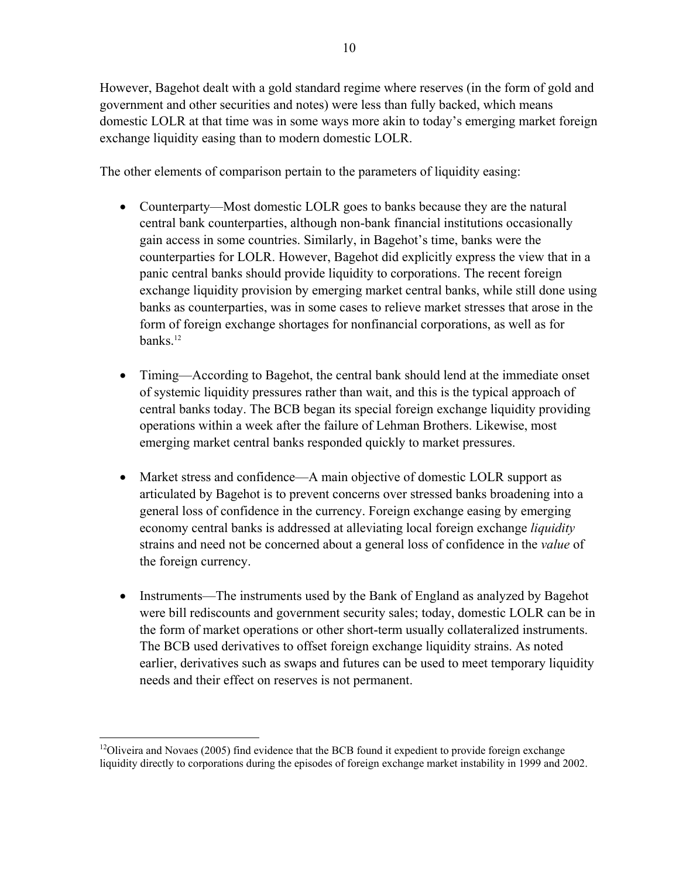However, Bagehot dealt with a gold standard regime where reserves (in the form of gold and government and other securities and notes) were less than fully backed, which means domestic LOLR at that time was in some ways more akin to today's emerging market foreign exchange liquidity easing than to modern domestic LOLR.

The other elements of comparison pertain to the parameters of liquidity easing:

- Counterparty—Most domestic LOLR goes to banks because they are the natural central bank counterparties, although non-bank financial institutions occasionally gain access in some countries. Similarly, in Bagehot's time, banks were the counterparties for LOLR. However, Bagehot did explicitly express the view that in a panic central banks should provide liquidity to corporations. The recent foreign exchange liquidity provision by emerging market central banks, while still done using banks as counterparties, was in some cases to relieve market stresses that arose in the form of foreign exchange shortages for nonfinancial corporations, as well as for banks.[12]

- Timing—According to Bagehot, the central bank should lend at the immediate onset of systemic liquidity pressures rather than wait, and this is the typical approach of central banks today. The BCB began its special foreign exchange liquidity providing operations within a week after the failure of Lehman Brothers. Likewise, most emerging market central banks responded quickly to market pressures.

- Market stress and confidence—A main objective of domestic LOLR support as articulated by Bagehot is to prevent concerns over stressed banks broadening into a general loss of confidence in the currency. Foreign exchange easing by emerging economy central banks is addressed at alleviating local foreign exchange *liquidity* strains and need not be concerned about a general loss of confidence in the *value* of the foreign currency.

- Instruments—The instruments used by the Bank of England as analyzed by Bagehot were bill rediscounts and government security sales; today, domestic LOLR can be in the form of market operations or other short-term usually collateralized instruments. The BCB used derivatives to offset foreign exchange liquidity strains. As noted earlier, derivatives such as swaps and futures can be used to meet temporary liquidity needs and their effect on reserves is not permanent.

---

[12] Oliveira and Novaes (2005) find evidence that the BCB found it expedient to provide foreign exchange liquidity directly to corporations during the episodes of foreign exchange market instability in 1999 and 2002.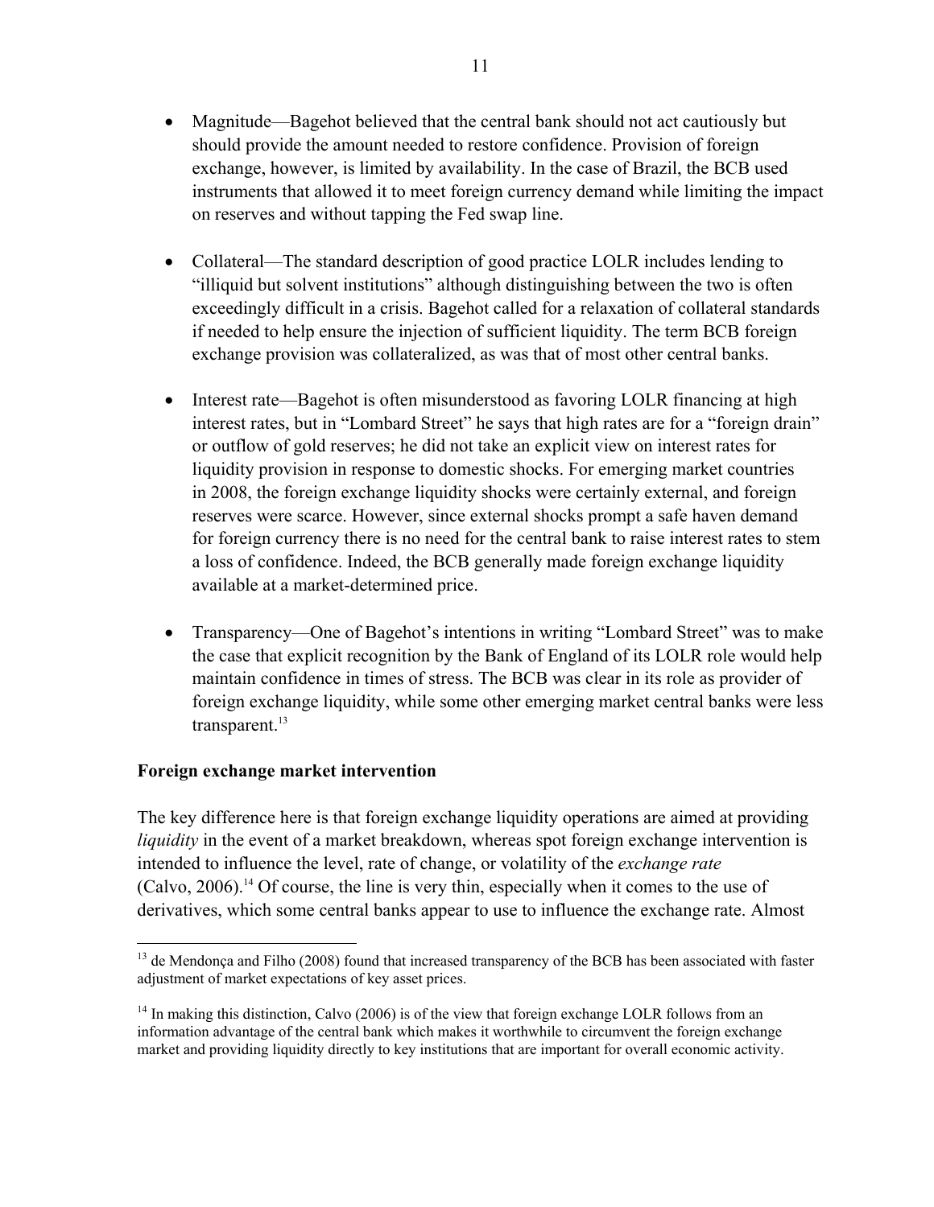- Magnitude—Bagehot believed that the central bank should not act cautiously but should provide the amount needed to restore confidence. Provision of foreign exchange, however, is limited by availability. In the case of Brazil, the BCB used instruments that allowed it to meet foreign currency demand while limiting the impact on reserves and without tapping the Fed swap line.

- Collateral—The standard description of good practice LOLR includes lending to "illiquid but solvent institutions" although distinguishing between the two is often exceedingly difficult in a crisis. Bagehot called for a relaxation of collateral standards if needed to help ensure the injection of sufficient liquidity. The term BCB foreign exchange provision was collateralized, as was that of most other central banks.

- Interest rate—Bagehot is often misunderstood as favoring LOLR financing at high interest rates, but in "Lombard Street" he says that high rates are for a "foreign drain" or outflow of gold reserves; he did not take an explicit view on interest rates for liquidity provision in response to domestic shocks. For emerging market countries in 2008, the foreign exchange liquidity shocks were certainly external, and foreign reserves were scarce. However, since external shocks prompt a safe haven demand for foreign currency there is no need for the central bank to raise interest rates to stem a loss of confidence. Indeed, the BCB generally made foreign exchange liquidity available at a market-determined price.

- Transparency—One of Bagehot's intentions in writing "Lombard Street" was to make the case that explicit recognition by the Bank of England of its LOLR role would help maintain confidence in times of stress. The BCB was clear in its role as provider of foreign exchange liquidity, while some other emerging market central banks were less transparent.[13]

**Foreign exchange market intervention**

The key difference here is that foreign exchange liquidity operations are aimed at providing *liquidity* in the event of a market breakdown, whereas spot foreign exchange intervention is intended to influence the level, rate of change, or volatility of the *exchange rate* (Calvo, 2006).[14] Of course, the line is very thin, especially when it comes to the use of derivatives, which some central banks appear to use to influence the exchange rate. Almost

[13] de Mendonça and Filho (2008) found that increased transparency of the BCB has been associated with faster adjustment of market expectations of key asset prices.

[14] In making this distinction, Calvo (2006) is of the view that foreign exchange LOLR follows from an information advantage of the central bank which makes it worthwhile to circumvent the foreign exchange market and providing liquidity directly to key institutions that are important for overall economic activity.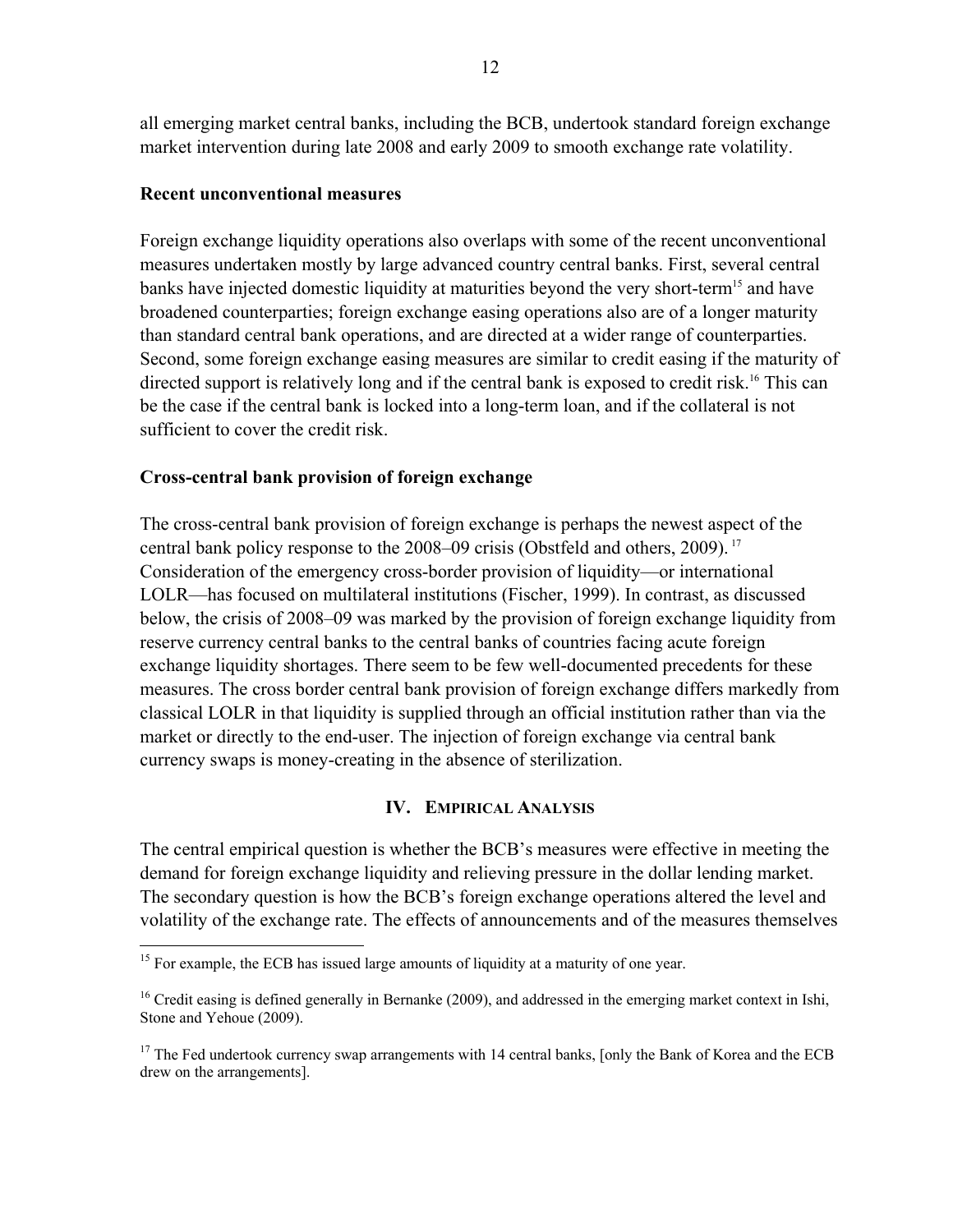all emerging market central banks, including the BCB, undertook standard foreign exchange market intervention during late 2008 and early 2009 to smooth exchange rate volatility.

### Recent unconventional measures

Foreign exchange liquidity operations also overlaps with some of the recent unconventional measures undertaken mostly by large advanced country central banks. First, several central banks have injected domestic liquidity at maturities beyond the very short-term[15] and have broadened counterparties; foreign exchange easing operations also are of a longer maturity than standard central bank operations, and are directed at a wider range of counterparties. Second, some foreign exchange easing measures are similar to credit easing if the maturity of directed support is relatively long and if the central bank is exposed to credit risk.[16] This can be the case if the central bank is locked into a long-term loan, and if the collateral is not sufficient to cover the credit risk.

### Cross-central bank provision of foreign exchange

The cross-central bank provision of foreign exchange is perhaps the newest aspect of the central bank policy response to the 2008–09 crisis (Obstfeld and others, 2009).[17] Consideration of the emergency cross-border provision of liquidity—or international LOLR—has focused on multilateral institutions (Fischer, 1999). In contrast, as discussed below, the crisis of 2008–09 was marked by the provision of foreign exchange liquidity from reserve currency central banks to the central banks of countries facing acute foreign exchange liquidity shortages. There seem to be few well-documented precedents for these measures. The cross border central bank provision of foreign exchange differs markedly from classical LOLR in that liquidity is supplied through an official institution rather than via the market or directly to the end-user. The injection of foreign exchange via central bank currency swaps is money-creating in the absence of sterilization.

## IV. Empirical Analysis

The central empirical question is whether the BCB's measures were effective in meeting the demand for foreign exchange liquidity and relieving pressure in the dollar lending market. The secondary question is how the BCB's foreign exchange operations altered the level and volatility of the exchange rate. The effects of announcements and of the measures themselves

---

[15] For example, the ECB has issued large amounts of liquidity at a maturity of one year.

[16] Credit easing is defined generally in Bernanke (2009), and addressed in the emerging market context in Ishi, Stone and Yehoue (2009).

[17] The Fed undertook currency swap arrangements with 14 central banks, [only the Bank of Korea and the ECB drew on the arrangements].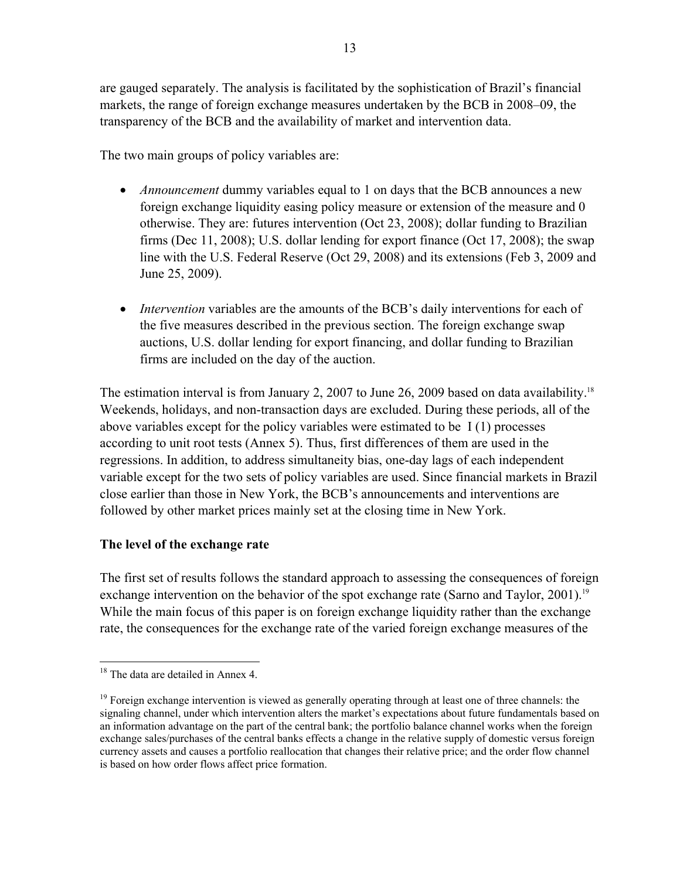are gauged separately. The analysis is facilitated by the sophistication of Brazil's financial markets, the range of foreign exchange measures undertaken by the BCB in 2008–09, the transparency of the BCB and the availability of market and intervention data.

The two main groups of policy variables are:

- *Announcement* dummy variables equal to 1 on days that the BCB announces a new foreign exchange liquidity easing policy measure or extension of the measure and 0 otherwise. They are: futures intervention (Oct 23, 2008); dollar funding to Brazilian firms (Dec 11, 2008); U.S. dollar lending for export finance (Oct 17, 2008); the swap line with the U.S. Federal Reserve (Oct 29, 2008) and its extensions (Feb 3, 2009 and June 25, 2009).

- *Intervention* variables are the amounts of the BCB's daily interventions for each of the five measures described in the previous section. The foreign exchange swap auctions, U.S. dollar lending for export financing, and dollar funding to Brazilian firms are included on the day of the auction.

The estimation interval is from January 2, 2007 to June 26, 2009 based on data availability.[18] Weekends, holidays, and non-transaction days are excluded. During these periods, all of the above variables except for the policy variables were estimated to be I (1) processes according to unit root tests (Annex 5). Thus, first differences of them are used in the regressions. In addition, to address simultaneity bias, one-day lags of each independent variable except for the two sets of policy variables are used. Since financial markets in Brazil close earlier than those in New York, the BCB's announcements and interventions are followed by other market prices mainly set at the closing time in New York.

**The level of the exchange rate**

The first set of results follows the standard approach to assessing the consequences of foreign exchange intervention on the behavior of the spot exchange rate (Sarno and Taylor, 2001).[19] While the main focus of this paper is on foreign exchange liquidity rather than the exchange rate, the consequences for the exchange rate of the varied foreign exchange measures of the

[18] The data are detailed in Annex 4.

[19] Foreign exchange intervention is viewed as generally operating through at least one of three channels: the signaling channel, under which intervention alters the market's expectations about future fundamentals based on an information advantage on the part of the central bank; the portfolio balance channel works when the foreign exchange sales/purchases of the central banks effects a change in the relative supply of domestic versus foreign currency assets and causes a portfolio reallocation that changes their relative price; and the order flow channel is based on how order flows affect price formation.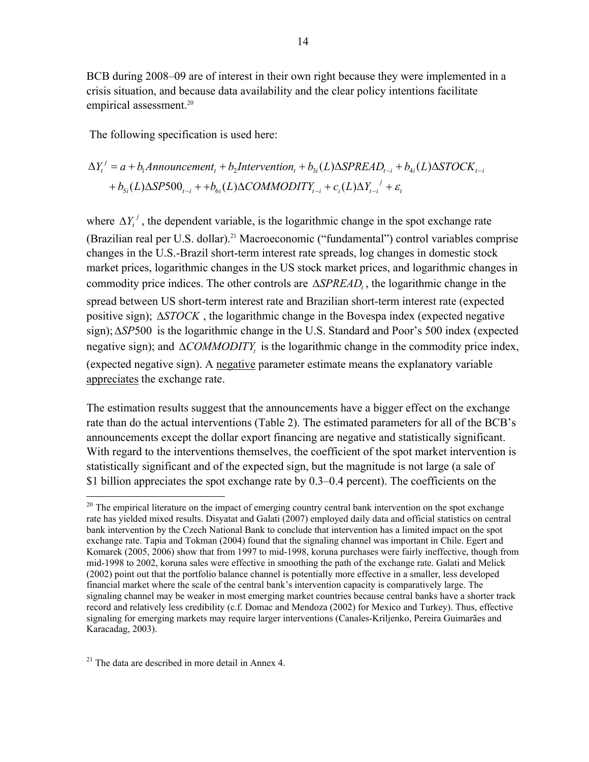BCB during 2008–09 are of interest in their own right because they were implemented in a crisis situation, and because data availability and the clear policy intentions facilitate empirical assessment.[20]

The following specification is used here:

$$\Delta Y_t^{\,j} = a + b_1 Announcement_t + b_2 Intervention_t + b_{3i}(L)\Delta SPREAD_{t-i} + b_{4i}(L)\Delta STOCK_{t-i}$$
$$+ b_{5i}(L)\Delta SP500_{t-i} + + b_{6i}(L)\Delta COMMODITY_{t-i} + c_i(L)\Delta Y_{t-i}^{\,j} + \varepsilon_t$$

where $\Delta Y_t^{\,j}$, the dependent variable, is the logarithmic change in the spot exchange rate (Brazilian real per U.S. dollar).[21] Macroeconomic ("fundamental") control variables comprise changes in the U.S.-Brazil short-term interest rate spreads, log changes in domestic stock market prices, logarithmic changes in the US stock market prices, and logarithmic changes in commodity price indices. The other controls are $\Delta SPREAD_t$, the logarithmic change in the spread between US short-term interest rate and Brazilian short-term interest rate (expected positive sign); $\Delta STOCK$, the logarithmic change in the Bovespa index (expected negative sign); $\Delta SP500$ is the logarithmic change in the U.S. Standard and Poor's 500 index (expected negative sign); and $\Delta COMMODITY_t$ is the logarithmic change in the commodity price index, (expected negative sign). A negative parameter estimate means the explanatory variable appreciates the exchange rate.

The estimation results suggest that the announcements have a bigger effect on the exchange rate than do the actual interventions (Table 2). The estimated parameters for all of the BCB's announcements except the dollar export financing are negative and statistically significant. With regard to the interventions themselves, the coefficient of the spot market intervention is statistically significant and of the expected sign, but the magnitude is not large (a sale of $1 billion appreciates the spot exchange rate by 0.3–0.4 percent). The coefficients on the

---

[20] The empirical literature on the impact of emerging country central bank intervention on the spot exchange rate has yielded mixed results. Disyatat and Galati (2007) employed daily data and official statistics on central bank intervention by the Czech National Bank to conclude that intervention has a limited impact on the spot exchange rate. Tapia and Tokman (2004) found that the signaling channel was important in Chile. Egert and Komarek (2005, 2006) show that from 1997 to mid-1998, koruna purchases were fairly ineffective, though from mid-1998 to 2002, koruna sales were effective in smoothing the path of the exchange rate. Galati and Melick (2002) point out that the portfolio balance channel is potentially more effective in a smaller, less developed financial market where the scale of the central bank's intervention capacity is comparatively large. The signaling channel may be weaker in most emerging market countries because central banks have a shorter track record and relatively less credibility (c.f. Domac and Mendoza (2002) for Mexico and Turkey). Thus, effective signaling for emerging markets may require larger interventions (Canales-Kriljenko, Pereira Guimarães and Karacadag, 2003).

[21] The data are described in more detail in Annex 4.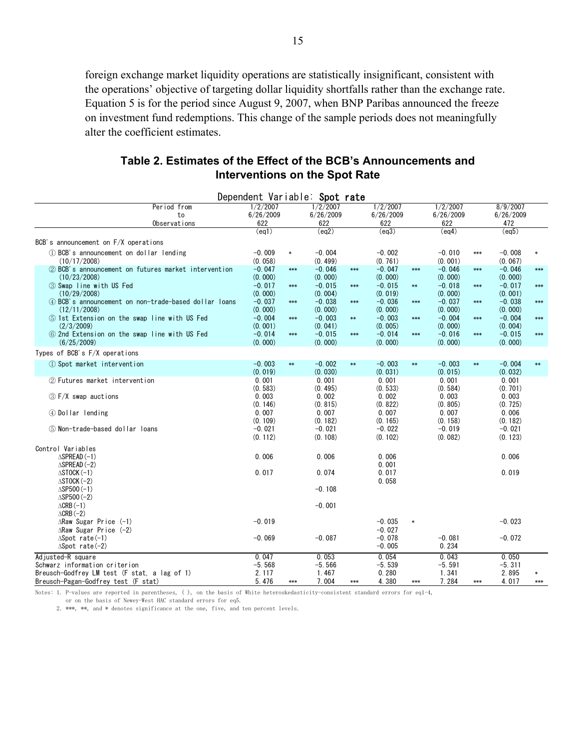foreign exchange market liquidity operations are statistically insignificant, consistent with the operations' objective of targeting dollar liquidity shortfalls rather than the exchange rate. Equation 5 is for the period since August 9, 2007, when BNP Paribas announced the freeze on investment fund redemptions. This change of the sample periods does not meaningfully alter the coefficient estimates.

## Table 2. Estimates of the Effect of the BCB's Announcements and Interventions on the Spot Rate

Dependent Variable: **Spot rate**

| Period from<br>to<br>Observations | 1/2/2007<br>6/26/2009<br>622 | | 1/2/2007<br>6/26/2009<br>622 | | 1/2/2007<br>6/26/2009<br>622 | | 1/2/2007<br>6/26/2009<br>622 | | 8/9/2007<br>6/26/2009<br>472 | |
|---|---|---|---|---|---|---|---|---|---|---|
| | (eq1) | | (eq2) | | (eq3) | | (eq4) | | (eq5) | |
| BCB's announcement on F/X operations | | | | | | | | | | |
| ① BCB's announcement on dollar lending | −0.009 | * | −0.004 | | −0.002 | | −0.010 | *** | −0.008 | * |
| (10/17/2008) | (0.058) | | (0.499) | | (0.761) | | (0.001) | | (0.067) | |
| ② BCB's announcement on futures market intervention | −0.047 | *** | −0.046 | *** | −0.047 | *** | −0.046 | *** | −0.046 | *** |
| (10/23/2008) | (0.000) | | (0.000) | | (0.000) | | (0.000) | | (0.000) | |
| ③ Swap line with US Fed | −0.017 | *** | −0.015 | *** | −0.015 | ** | −0.018 | *** | −0.017 | *** |
| (10/29/2008) | (0.000) | | (0.004) | | (0.019) | | (0.000) | | (0.001) | |
| ④ BCB's announcement on non-trade-based dollar loans | −0.037 | *** | −0.038 | *** | −0.036 | *** | −0.037 | *** | −0.038 | *** |
| (12/11/2008) | (0.000) | | (0.000) | | (0.000) | | (0.000) | | (0.000) | |
| ⑤ 1st Extension on the swap line with US Fed | −0.004 | *** | −0.003 | ** | −0.003 | *** | −0.004 | *** | −0.004 | *** |
| (2/3/2009) | (0.001) | | (0.041) | | (0.005) | | (0.000) | | (0.004) | |
| ⑥ 2nd Extension on the swap line with US Fed | −0.014 | *** | −0.015 | *** | −0.014 | *** | −0.016 | *** | −0.015 | *** |
| (6/25/2009) | (0.000) | | (0.000) | | (0.000) | | (0.000) | | (0.000) | |
| Types of BCB's F/X operations | | | | | | | | | | |
| ① Spot market intervention | −0.003 | ** | −0.002 | ** | −0.003 | ** | −0.003 | ** | −0.004 | ** |
| | (0.019) | | (0.030) | | (0.031) | | (0.015) | | (0.032) | |
| ② Futures market intervention | 0.001 | | 0.001 | | 0.001 | | 0.001 | | 0.001 | |
| | (0.583) | | (0.495) | | (0.533) | | (0.584) | | (0.701) | |
| ③ F/X swap auctions | 0.003 | | 0.002 | | 0.002 | | 0.003 | | 0.003 | |
| | (0.146) | | (0.815) | | (0.822) | | (0.805) | | (0.725) | |
| ④ Dollar lending | 0.007 | | 0.007 | | 0.007 | | 0.007 | | 0.006 | |
| | (0.109) | | (0.182) | | (0.165) | | (0.158) | | (0.182) | |
| ⑤ Non-trade-based dollar loans | −0.021 | | −0.021 | | −0.022 | | −0.019 | | −0.021 | |
| | (0.112) | | (0.108) | | (0.102) | | (0.082) | | (0.123) | |
| Control Variables | | | | | | | | | | |
| ΔSPREAD(−1) | 0.006 | | 0.006 | | 0.006 | | | | 0.006 | |
| ΔSPREAD(−2) | | | | | 0.001 | | | | | |
| ΔSTOCK(−1) | 0.017 | | 0.074 | | 0.017 | | | | 0.019 | |
| ΔSTOCK(−2) | | | | | 0.058 | | | | | |
| ΔSP500(−1) | | | −0.108 | | | | | | | |
| ΔSP500(−2) | | | | | | | | | | |
| ΔCRB(−1) | | | −0.001 | | | | | | | |
| ΔCRB(−2) | | | | | | | | | | |
| ΔRaw Sugar Price (−1) | −0.019 | | | | −0.035 | * | | | −0.023 | |
| ΔRaw Sugar Price (−2) | | | | | −0.027 | | | | | |
| ΔSpot rate(−1) | −0.069 | | −0.087 | | −0.078 | | −0.081 | | −0.072 | |
| ΔSpot rate(−2) | | | | | −0.005 | | 0.234 | | | |
| Adjusted-R square | 0.047 | | 0.053 | | 0.054 | | 0.043 | | 0.050 | |
| Schwarz information criterion | −5.568 | | −5.566 | | −5.539 | | −5.591 | | −5.311 | |
| Breusch-Godfrey LM test (F stat, a lag of 1) | 2.117 | | 1.467 | | 0.280 | | 1.341 | | 2.895 | * |
| Breusch-Pagan-Godfrey test (F stat) | 5.476 | *** | 7.004 | *** | 4.380 | *** | 7.284 | *** | 4.017 | *** |

Notes: 1. P-values are reported in parentheses, ( ), on the basis of White heteroskedasticity-consistent standard errors for eq1-4, or on the basis of Newey-West HAC standard errors for eq5.

2. ***, **, and * denotes significance at the one, five, and ten percent levels.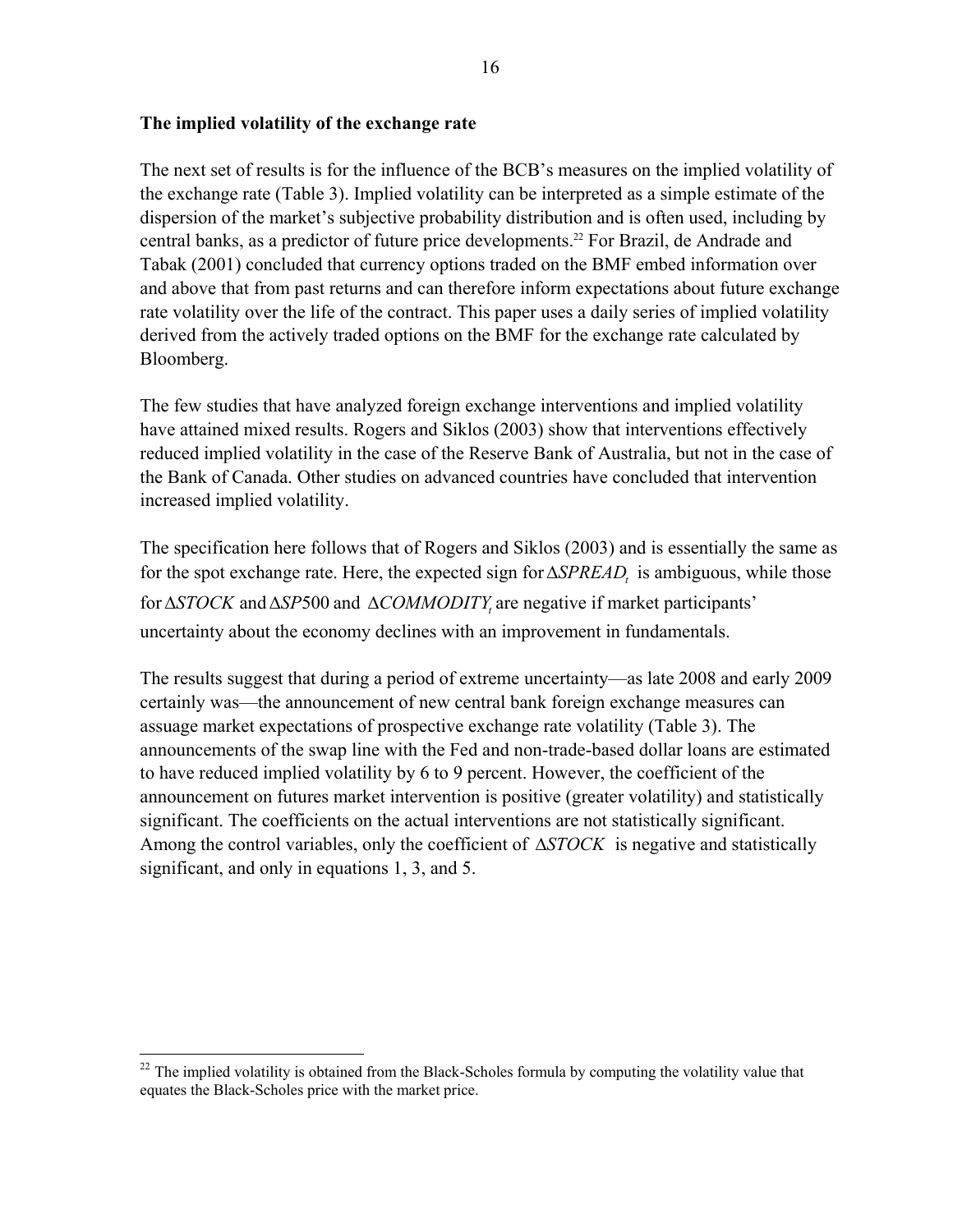**The implied volatility of the exchange rate**

The next set of results is for the influence of the BCB's measures on the implied volatility of the exchange rate (Table 3). Implied volatility can be interpreted as a simple estimate of the dispersion of the market's subjective probability distribution and is often used, including by central banks, as a predictor of future price developments.[22] For Brazil, de Andrade and Tabak (2001) concluded that currency options traded on the BMF embed information over and above that from past returns and can therefore inform expectations about future exchange rate volatility over the life of the contract. This paper uses a daily series of implied volatility derived from the actively traded options on the BMF for the exchange rate calculated by Bloomberg.

The few studies that have analyzed foreign exchange interventions and implied volatility have attained mixed results. Rogers and Siklos (2003) show that interventions effectively reduced implied volatility in the case of the Reserve Bank of Australia, but not in the case of the Bank of Canada. Other studies on advanced countries have concluded that intervention increased implied volatility.

The specification here follows that of Rogers and Siklos (2003) and is essentially the same as for the spot exchange rate. Here, the expected sign for $\Delta SPREAD_t$ is ambiguous, while those for $\Delta STOCK$ and $\Delta SP500$ and $\Delta COMMODITY_t$ are negative if market participants' uncertainty about the economy declines with an improvement in fundamentals.

The results suggest that during a period of extreme uncertainty—as late 2008 and early 2009 certainly was—the announcement of new central bank foreign exchange measures can assuage market expectations of prospective exchange rate volatility (Table 3). The announcements of the swap line with the Fed and non-trade-based dollar loans are estimated to have reduced implied volatility by 6 to 9 percent. However, the coefficient of the announcement on futures market intervention is positive (greater volatility) and statistically significant. The coefficients on the actual interventions are not statistically significant. Among the control variables, only the coefficient of $\Delta STOCK$ is negative and statistically significant, and only in equations 1, 3, and 5.

[22] The implied volatility is obtained from the Black-Scholes formula by computing the volatility value that equates the Black-Scholes price with the market price.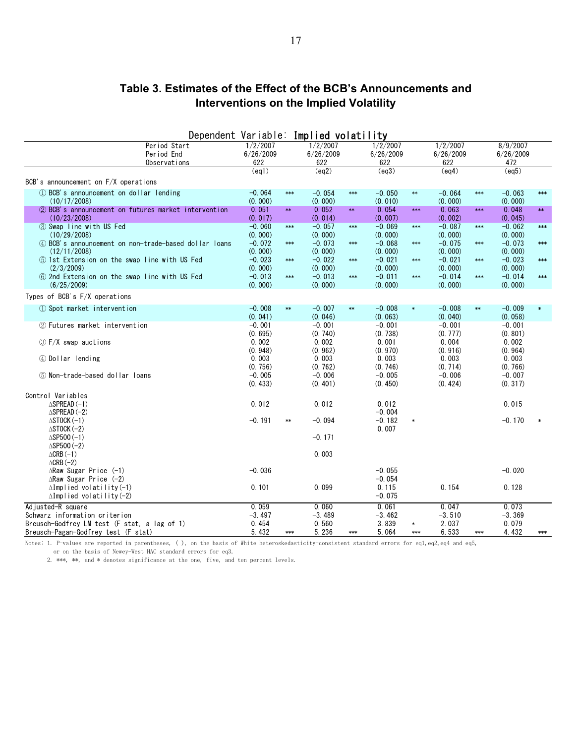# Table 3. Estimates of the Effect of the BCB's Announcements and Interventions on the Implied Volatility

Dependent Variable: **Implied volatility**

| | (eq1) | | (eq2) | | (eq3) | | (eq4) | | (eq5) | |
|---|---|---|---|---|---|---|---|---|---|---|
| Period Start | 1/2/2007 | | 1/2/2007 | | 1/2/2007 | | 1/2/2007 | | 8/9/2007 | |
| Period End | 6/26/2009 | | 6/26/2009 | | 6/26/2009 | | 6/26/2009 | | 6/26/2009 | |
| Observations | 622 | | 622 | | 622 | | 622 | | 472 | |
| **BCB's announcement on F/X operations** | | | | | | | | | | |
| ① BCB's announcement on dollar lending (10/17/2008) | -0.064 | *** | -0.054 | *** | -0.050 | ** | -0.064 | *** | -0.063 | *** |
| | (0.000) | | (0.000) | | (0.010) | | (0.000) | | (0.000) | |
| ② BCB's announcement on futures market intervention (10/23/2008) | 0.051 | ** | 0.052 | ** | 0.054 | *** | 0.063 | *** | 0.048 | ** |
| | (0.017) | | (0.014) | | (0.007) | | (0.002) | | (0.045) | |
| ③ Swap line with US Fed (10/29/2008) | -0.060 | *** | -0.057 | *** | -0.069 | *** | -0.087 | *** | -0.062 | *** |
| | (0.000) | | (0.000) | | (0.000) | | (0.000) | | (0.000) | |
| ④ BCB's announcement on non-trade-based dollar loans (12/11/2008) | -0.072 | *** | -0.073 | *** | -0.068 | *** | -0.075 | *** | -0.073 | *** |
| | (0.000) | | (0.000) | | (0.000) | | (0.000) | | (0.000) | |
| ⑤ 1st Extension on the swap line with US Fed (2/3/2009) | -0.023 | *** | -0.022 | *** | -0.021 | *** | -0.021 | *** | -0.023 | *** |
| | (0.000) | | (0.000) | | (0.000) | | (0.000) | | (0.000) | |
| ⑥ 2nd Extension on the swap line with US Fed (6/25/2009) | -0.013 | *** | -0.013 | *** | -0.011 | *** | -0.014 | *** | -0.014 | *** |
| | (0.000) | | (0.000) | | (0.000) | | (0.000) | | (0.000) | |
| **Types of BCB's F/X operations** | | | | | | | | | | |
| ① Spot market intervention | -0.008 | ** | -0.007 | ** | -0.008 | * | -0.008 | ** | -0.009 | * |
| | (0.041) | | (0.046) | | (0.063) | | (0.040) | | (0.058) | |
| ② Futures market intervention | -0.001 | | -0.001 | | -0.001 | | -0.001 | | -0.001 | |
| | (0.695) | | (0.740) | | (0.738) | | (0.777) | | (0.801) | |
| ③ F/X swap auctions | 0.002 | | 0.002 | | 0.001 | | 0.004 | | 0.002 | |
| | (0.948) | | (0.962) | | (0.970) | | (0.916) | | (0.964) | |
| ④ Dollar lending | 0.003 | | 0.003 | | 0.003 | | 0.003 | | 0.003 | |
| | (0.756) | | (0.762) | | (0.746) | | (0.714) | | (0.766) | |
| ⑤ Non-trade-based dollar loans | -0.005 | | -0.006 | | -0.005 | | -0.006 | | -0.007 | |
| | (0.433) | | (0.401) | | (0.450) | | (0.424) | | (0.317) | |
| **Control Variables** | | | | | | | | | | |
| ΔSPREAD(-1) | 0.012 | | 0.012 | | 0.012 | | | | 0.015 | |
| ΔSPREAD(-2) | | | | | -0.004 | | | | | |
| ΔSTOCK(-1) | -0.191 | ** | -0.094 | | -0.182 | * | | | -0.170 | * |
| ΔSTOCK(-2) | | | | | 0.007 | | | | | |
| ΔSP500(-1) | | | -0.171 | | | | | | | |
| ΔSP500(-2) | | | | | | | | | | |
| ΔCRB(-1) | | | 0.003 | | | | | | | |
| ΔCRB(-2) | | | | | | | | | | |
| ΔRaw Sugar Price (-1) | -0.036 | | | | -0.055 | | | | -0.020 | |
| ΔRaw Sugar Price (-2) | | | | | -0.054 | | | | | |
| ΔImplied volatility(-1) | 0.101 | | 0.099 | | 0.115 | | 0.154 | | 0.128 | |
| ΔImplied volatility(-2) | | | | | -0.075 | | | | | |
| Adjusted-R square | 0.059 | | 0.060 | | 0.061 | | 0.047 | | 0.073 | |
| Schwarz information criterion | -3.497 | | -3.489 | | -3.462 | | -3.510 | | -3.369 | |
| Breusch-Godfrey LM test (F stat, a lag of 1) | 0.454 | | 0.560 | | 3.839 | * | 2.037 | | 0.079 | |
| Breusch-Pagan-Godfrey test (F stat) | 5.432 | *** | 5.236 | *** | 5.064 | *** | 6.533 | *** | 4.432 | *** |

Notes: 1. P-values are reported in parentheses, ( ), on the basis of White heteroskedasticity-consistent standard errors for eq1, eq2, eq4 and eq5, or on the basis of Newey-West HAC standard errors for eq3.

2. ***, **, and * denotes significance at the one, five, and ten percent levels.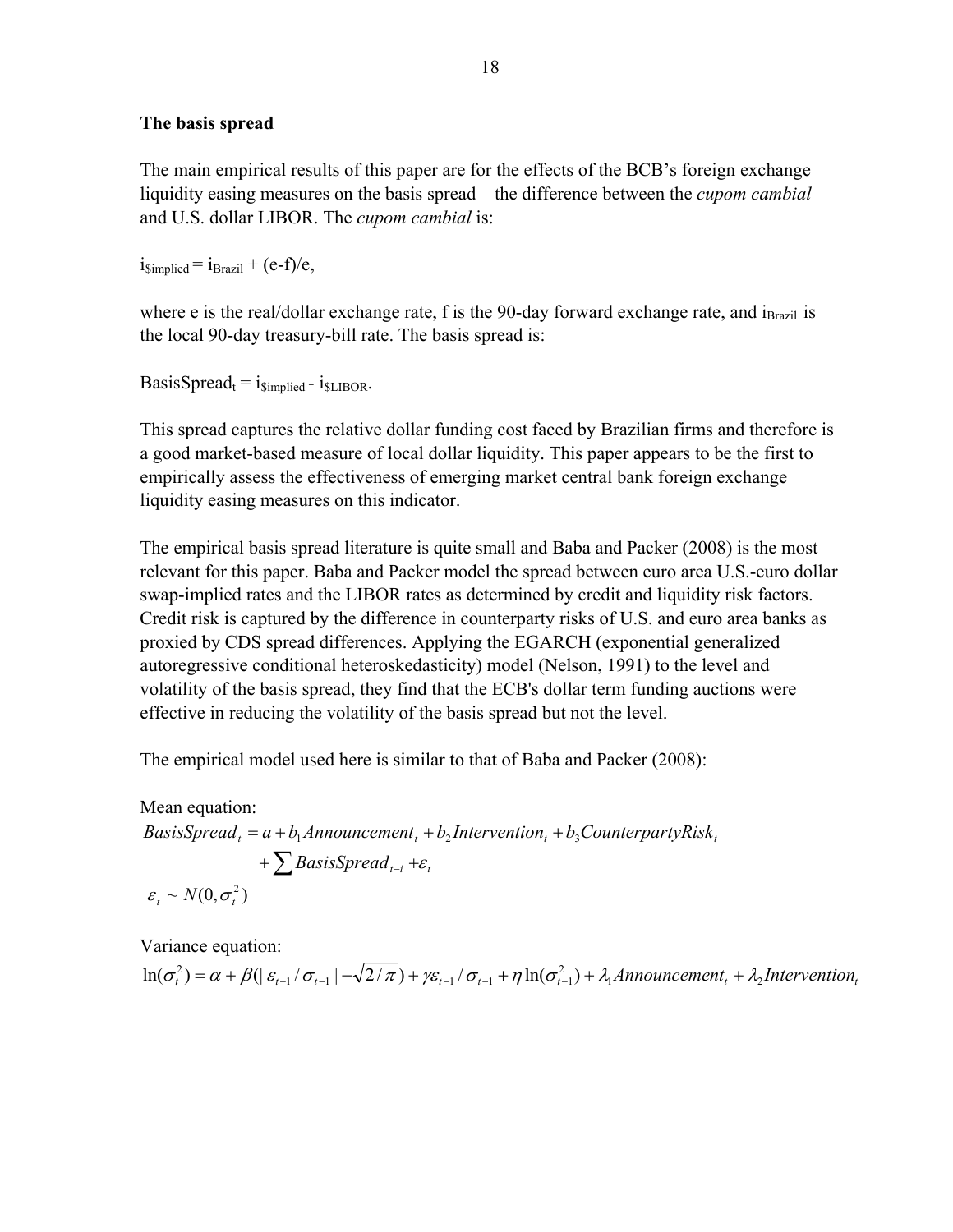**The basis spread**

The main empirical results of this paper are for the effects of the BCB's foreign exchange liquidity easing measures on the basis spread—the difference between the *cupom cambial* and U.S. dollar LIBOR. The *cupom cambial* is:

$i_{\$implied} = i_{Brazil} + (e\text{-}f)/e$,

where e is the real/dollar exchange rate, f is the 90-day forward exchange rate, and $i_{Brazil}$ is the local 90-day treasury-bill rate. The basis spread is:

$BasisSpread_t = i_{\$implied} - i_{\$LIBOR}$.

This spread captures the relative dollar funding cost faced by Brazilian firms and therefore is a good market-based measure of local dollar liquidity. This paper appears to be the first to empirically assess the effectiveness of emerging market central bank foreign exchange liquidity easing measures on this indicator.

The empirical basis spread literature is quite small and Baba and Packer (2008) is the most relevant for this paper. Baba and Packer model the spread between euro area U.S.-euro dollar swap-implied rates and the LIBOR rates as determined by credit and liquidity risk factors. Credit risk is captured by the difference in counterparty risks of U.S. and euro area banks as proxied by CDS spread differences. Applying the EGARCH (exponential generalized autoregressive conditional heteroskedasticity) model (Nelson, 1991) to the level and volatility of the basis spread, they find that the ECB's dollar term funding auctions were effective in reducing the volatility of the basis spread but not the level.

The empirical model used here is similar to that of Baba and Packer (2008):

Mean equation:

$$BasisSpread_t = a + b_1 Announcement_t + b_2 Intervention_t + b_3 CounterpartyRisk_t + \sum BasisSpread_{t-i} + \varepsilon_t$$

$$\varepsilon_t \sim N(0, \sigma_t^2)$$

Variance equation:

$$\ln(\sigma_t^2) = \alpha + \beta(|\varepsilon_{t-1}/\sigma_{t-1}| - \sqrt{2/\pi}) + \gamma\varepsilon_{t-1}/\sigma_{t-1} + \eta\ln(\sigma_{t-1}^2) + \lambda_1 Announcement_t + \lambda_2 Intervention_t$$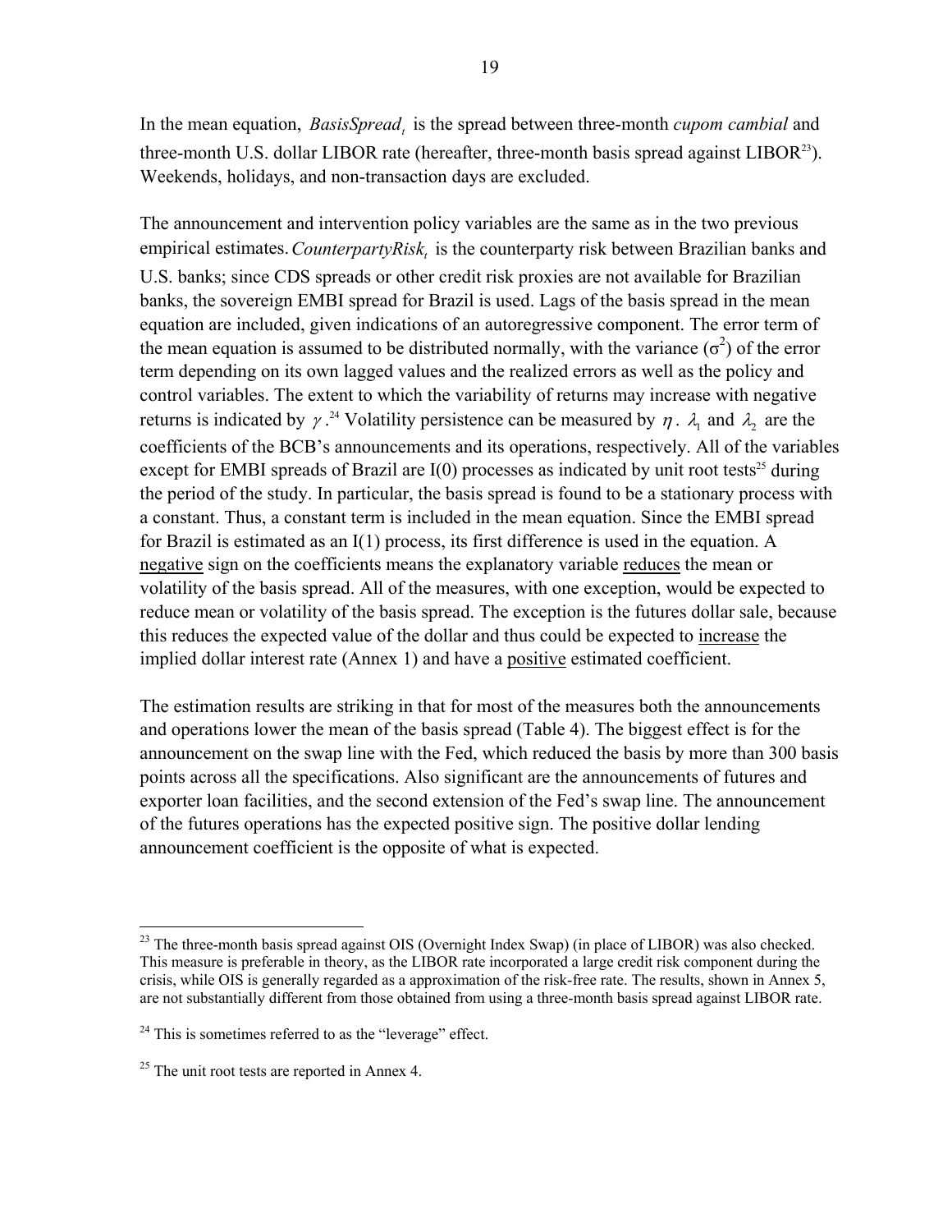In the mean equation, $BasisSpread_t$ is the spread between three-month *cupom cambial* and three-month U.S. dollar LIBOR rate (hereafter, three-month basis spread against LIBOR[23]). Weekends, holidays, and non-transaction days are excluded.

The announcement and intervention policy variables are the same as in the two previous empirical estimates. $CounterpartyRisk_t$ is the counterparty risk between Brazilian banks and U.S. banks; since CDS spreads or other credit risk proxies are not available for Brazilian banks, the sovereign EMBI spread for Brazil is used. Lags of the basis spread in the mean equation are included, given indications of an autoregressive component. The error term of the mean equation is assumed to be distributed normally, with the variance ($\sigma^2$) of the error term depending on its own lagged values and the realized errors as well as the policy and control variables. The extent to which the variability of returns may increase with negative returns is indicated by $\gamma$.[24] Volatility persistence can be measured by $\eta$. $\lambda_1$ and $\lambda_2$ are the coefficients of the BCB's announcements and its operations, respectively. All of the variables except for EMBI spreads of Brazil are I(0) processes as indicated by unit root tests[25] during the period of the study. In particular, the basis spread is found to be a stationary process with a constant. Thus, a constant term is included in the mean equation. Since the EMBI spread for Brazil is estimated as an I(1) process, its first difference is used in the equation. A negative sign on the coefficients means the explanatory variable reduces the mean or volatility of the basis spread. All of the measures, with one exception, would be expected to reduce mean or volatility of the basis spread. The exception is the futures dollar sale, because this reduces the expected value of the dollar and thus could be expected to increase the implied dollar interest rate (Annex 1) and have a positive estimated coefficient.

The estimation results are striking in that for most of the measures both the announcements and operations lower the mean of the basis spread (Table 4). The biggest effect is for the announcement on the swap line with the Fed, which reduced the basis by more than 300 basis points across all the specifications. Also significant are the announcements of futures and exporter loan facilities, and the second extension of the Fed's swap line. The announcement of the futures operations has the expected positive sign. The positive dollar lending announcement coefficient is the opposite of what is expected.

---

[23] The three-month basis spread against OIS (Overnight Index Swap) (in place of LIBOR) was also checked. This measure is preferable in theory, as the LIBOR rate incorporated a large credit risk component during the crisis, while OIS is generally regarded as a approximation of the risk-free rate. The results, shown in Annex 5, are not substantially different from those obtained from using a three-month basis spread against LIBOR rate.

[24] This is sometimes referred to as the "leverage" effect.

[25] The unit root tests are reported in Annex 4.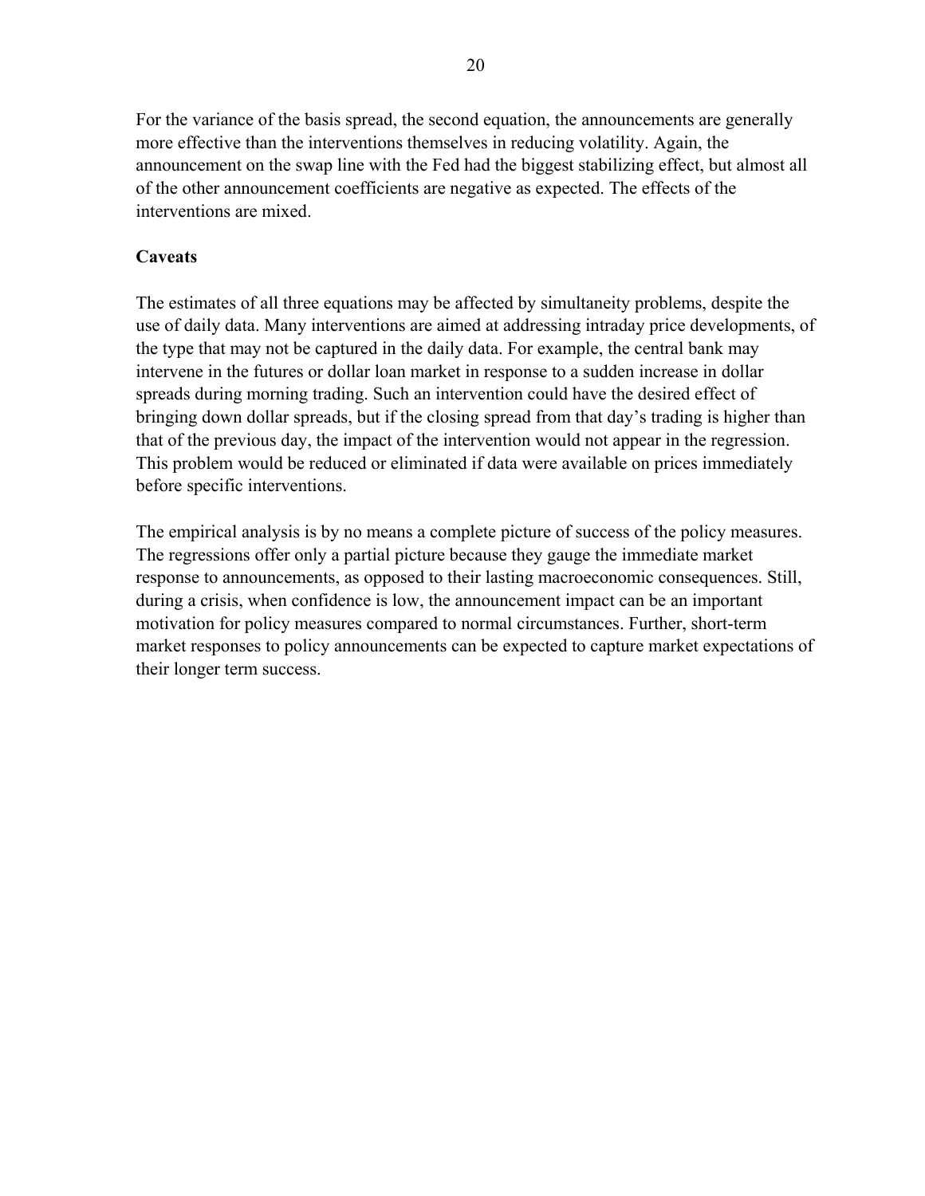For the variance of the basis spread, the second equation, the announcements are generally more effective than the interventions themselves in reducing volatility. Again, the announcement on the swap line with the Fed had the biggest stabilizing effect, but almost all of the other announcement coefficients are negative as expected. The effects of the interventions are mixed.

**Caveats**

The estimates of all three equations may be affected by simultaneity problems, despite the use of daily data. Many interventions are aimed at addressing intraday price developments, of the type that may not be captured in the daily data. For example, the central bank may intervene in the futures or dollar loan market in response to a sudden increase in dollar spreads during morning trading. Such an intervention could have the desired effect of bringing down dollar spreads, but if the closing spread from that day's trading is higher than that of the previous day, the impact of the intervention would not appear in the regression. This problem would be reduced or eliminated if data were available on prices immediately before specific interventions.

The empirical analysis is by no means a complete picture of success of the policy measures. The regressions offer only a partial picture because they gauge the immediate market response to announcements, as opposed to their lasting macroeconomic consequences. Still, during a crisis, when confidence is low, the announcement impact can be an important motivation for policy measures compared to normal circumstances. Further, short-term market responses to policy announcements can be expected to capture market expectations of their longer term success.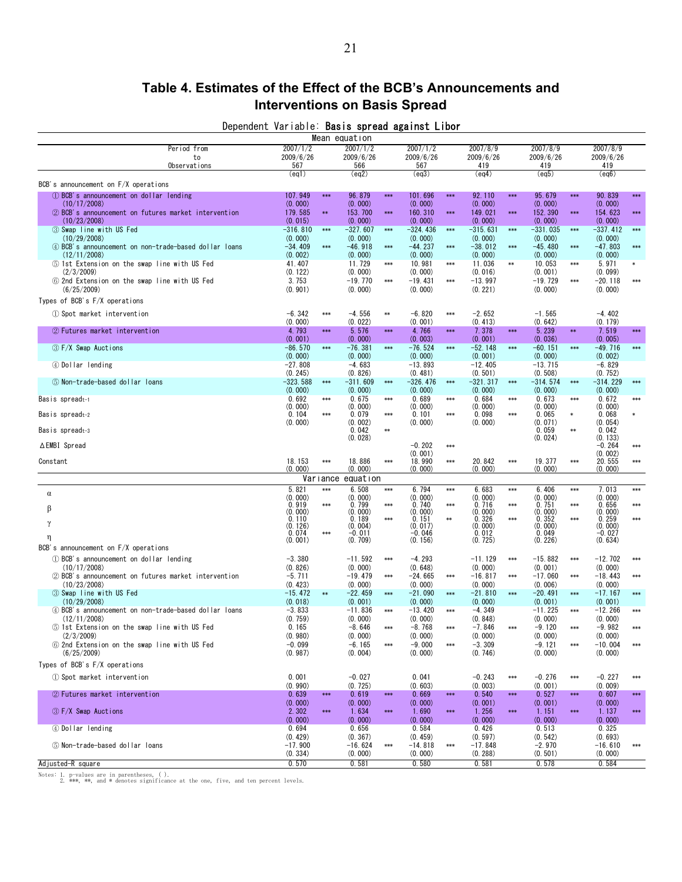## Table 4. Estimates of the Effect of the BCB's Announcements and Interventions on Basis Spread

Dependent Variable: **Basis spread against Libor**

| Mean equation | (eq1) | | (eq2) | | (eq3) | | (eq4) | | (eq5) | | (eq6) | |
|---|---|---|---|---|---|---|---|---|---|---|---|---|
| Period from | 2007/1/2 | | 2007/1/2 | | 2007/1/2 | | 2007/8/9 | | 2007/8/9 | | 2007/8/9 | |
| to | 2009/6/26 | | 2009/6/26 | | 2009/6/26 | | 2009/6/26 | | 2009/6/26 | | 2009/6/26 | |
| Observations | 567 | | 566 | | 567 | | 419 | | 419 | | 419 | |
| BCB's announcement on F/X operations | | | | | | | | | | | | |
| ① BCB's announcement on dollar lending | 107.949 | *** | 96.879 | *** | 101.696 | *** | 92.110 | *** | 95.679 | *** | 90.839 | *** |
| (10/17/2008) | (0.000) | | (0.000) | | (0.000) | | (0.000) | | (0.000) | | (0.000) | |
| ② BCB's announcement on futures market intervention | 179.585 | ** | 153.700 | *** | 160.310 | *** | 149.021 | *** | 152.390 | *** | 154.623 | *** |
| (10/23/2008) | (0.015) | | (0.000) | | (0.000) | | (0.000) | | (0.000) | | (0.000) | |
| ③ Swap line with US Fed | −316.810 | *** | −327.607 | *** | −324.436 | *** | −315.631 | *** | −331.035 | *** | −337.412 | *** |
| (10/29/2008) | (0.000) | | (0.000) | | (0.000) | | (0.000) | | (0.000) | | (0.000) | |
| ④ BCB's announcement on non-trade-based dollar loans | −34.409 | *** | −46.918 | *** | −44.237 | *** | −38.012 | *** | −45.480 | *** | −47.803 | *** |
| (12/11/2008) | (0.002) | | (0.000) | | (0.000) | | (0.000) | | (0.000) | | (0.000) | |
| ⑤ 1st Extension on the swap line with US Fed | 41.407 | | 11.729 | *** | 10.981 | *** | 11.036 | ** | 10.053 | *** | 5.971 | * |
| (2/3/2009) | (0.122) | | (0.000) | | (0.000) | | (0.016) | | (0.001) | | (0.099) | |
| ⑥ 2nd Extension on the swap line with US Fed | 3.753 | | −19.770 | *** | −19.431 | *** | −13.997 | | −19.729 | *** | −20.118 | *** |
| (6/25/2009) | (0.901) | | (0.000) | | (0.000) | | (0.221) | | (0.000) | | (0.000) | |
| Types of BCB's F/X operations | | | | | | | | | | | | |
| ① Spot market intervention | −6.342 | *** | −4.556 | ** | −6.820 | *** | −2.652 | | −1.565 | | −4.402 | |
| | (0.000) | | (0.022) | | (0.001) | | (0.413) | | (0.642) | | (0.179) | |
| ② Futures market intervention | 4.793 | *** | 5.576 | *** | 4.766 | *** | 7.378 | *** | 5.239 | ** | 7.519 | *** |
| | (0.001) | | (0.000) | | (0.003) | | (0.001) | | (0.036) | | (0.005) | |
| ③ F/X Swap Auctions | −86.570 | *** | −76.381 | *** | −76.524 | *** | −52.148 | *** | −60.151 | *** | −49.716 | *** |
| | (0.000) | | (0.000) | | (0.000) | | (0.001) | | (0.000) | | (0.002) | |
| ④ Dollar lending | −27.808 | | −4.683 | | −13.893 | | −12.405 | | −13.715 | | −6.829 | |
| | (0.245) | | (0.826) | | (0.481) | | (0.501) | | (0.508) | | (0.752) | |
| ⑤ Non-trade-based dollar loans | −323.588 | *** | −311.609 | *** | −326.476 | *** | −321.317 | *** | −314.574 | *** | −314.229 | *** |
| | (0.000) | | (0.000) | | (0.000) | | (0.000) | | (0.000) | | (0.000) | |
| Basis spread$_{t-1}$ | 0.692 | *** | 0.675 | *** | 0.689 | *** | 0.684 | *** | 0.673 | *** | 0.672 | *** |
| | (0.000) | | (0.000) | | (0.000) | | (0.000) | | (0.000) | | (0.000) | |
| Basis spread$_{t-2}$ | 0.104 | *** | 0.079 | *** | 0.101 | *** | 0.098 | *** | 0.065 | * | 0.068 | * |
| | (0.000) | | (0.002) | | (0.000) | | (0.000) | | (0.071) | | (0.054) | |
| Basis spread$_{t-3}$ | | | 0.042 | ** | | | | | 0.059 | ** | 0.042 | |
| | | | (0.028) | | | | | | (0.024) | | (0.133) | |
| ΔEMBI Spread | | | | | −0.202 | *** | | | | | −0.264 | *** |
| | | | | | (0.001) | | | | | | (0.002) | |
| Constant | 18.153 | *** | 18.886 | *** | 18.990 | *** | 20.842 | *** | 19.377 | *** | 20.555 | *** |
| | (0.000) | | (0.000) | | (0.000) | | (0.000) | | (0.000) | | (0.000) | |
| **Variance equation** | | | | | | | | | | | | |
| $\alpha$ | 5.821 | *** | 6.508 | *** | 6.794 | *** | 6.683 | *** | 6.406 | *** | 7.013 | *** |
| | (0.000) | | (0.000) | | (0.000) | | (0.000) | | (0.000) | | (0.000) | |
| $\beta$ | 0.919 | *** | 0.799 | *** | 0.740 | *** | 0.716 | *** | 0.751 | *** | 0.656 | *** |
| | (0.000) | | (0.000) | | (0.000) | | (0.000) | | (0.000) | | (0.000) | |
| $\gamma$ | 0.110 | | 0.189 | *** | 0.151 | ** | 0.326 | *** | 0.352 | *** | 0.259 | *** |
| | (0.126) | | (0.004) | | (0.017) | | (0.000) | | (0.000) | | (0.000) | |
| $\eta$ | 0.074 | *** | −0.011 | | −0.046 | | 0.012 | | 0.049 | | −0.027 | |
| | (0.001) | | (0.709) | | (0.156) | | (0.725) | | (0.226) | | (0.634) | |
| BCB's announcement on F/X operations | | | | | | | | | | | | |
| ① BCB's announcement on dollar lending | −3.380 | | −11.592 | *** | −4.293 | | −11.129 | *** | −15.882 | *** | −12.702 | *** |
| (10/17/2008) | (0.826) | | (0.000) | | (0.648) | | (0.000) | | (0.001) | | (0.000) | |
| ② BCB's announcement on futures market intervention | −5.711 | | −19.479 | *** | −24.665 | *** | −16.817 | *** | −17.060 | *** | −18.443 | *** |
| (10/23/2008) | (0.423) | | (0.000) | | (0.000) | | (0.000) | | (0.006) | | (0.000) | |
| ③ Swap line with US Fed | −15.472 | ** | −22.459 | *** | −21.090 | *** | −21.810 | *** | −20.491 | *** | −17.167 | *** |
| (10/29/2008) | (0.018) | | (0.001) | | (0.000) | | (0.000) | | (0.001) | | (0.001) | |
| ④ BCB's announcement on non-trade-based dollar loans | −3.833 | | −11.836 | *** | −13.420 | *** | −4.349 | | −11.225 | *** | −12.266 | *** |
| (12/11/2008) | (0.759) | | (0.000) | | (0.000) | | (0.848) | | (0.000) | | (0.000) | |
| ⑤ 1st Extension on the swap line with US Fed | 0.165 | | −8.646 | *** | −8.768 | *** | −7.846 | *** | −9.120 | *** | −9.982 | *** |
| (2/3/2009) | (0.980) | | (0.000) | | (0.000) | | (0.000) | | (0.000) | | (0.000) | |
| ⑥ 2nd Extension on the swap line with US Fed | −0.099 | | −6.165 | *** | −9.000 | *** | −3.309 | | −9.121 | *** | −10.004 | *** |
| (6/25/2009) | (0.987) | | (0.004) | | (0.000) | | (0.746) | | (0.000) | | (0.000) | |
| Types of BCB's F/X operations | | | | | | | | | | | | |
| ① Spot market intervention | 0.001 | | −0.027 | | 0.041 | | −0.243 | *** | −0.276 | *** | −0.227 | *** |
| | (0.990) | | (0.725) | | (0.603) | | (0.003) | | (0.001) | | (0.009) | |
| ② Futures market intervention | 0.639 | *** | 0.619 | *** | 0.669 | *** | 0.540 | *** | 0.527 | *** | 0.607 | *** |
| | (0.000) | | (0.000) | | (0.000) | | (0.001) | | (0.001) | | (0.000) | |
| ③ F/X Swap Auctions | 2.302 | *** | 1.634 | *** | 1.690 | *** | 1.256 | *** | 1.151 | *** | 1.137 | *** |
| | (0.000) | | (0.000) | | (0.000) | | (0.000) | | (0.000) | | (0.000) | |
| ④ Dollar lending | 0.694 | | 0.656 | | 0.584 | | 0.426 | | 0.513 | | 0.325 | |
| | (0.429) | | (0.367) | | (0.459) | | (0.597) | | (0.542) | | (0.693) | |
| ⑤ Non-trade-based dollar loans | −17.900 | | −16.624 | *** | −14.818 | *** | −17.848 | | −2.970 | | −16.610 | *** |
| | (0.334) | | (0.000) | | (0.000) | | (0.288) | | (0.501) | | (0.000) | |
| Adjusted-R square | 0.570 | | 0.581 | | 0.580 | | 0.581 | | 0.578 | | 0.584 | |

Notes: 1. p-values are in parentheses, ( ).
2. ***, **, and * denotes significance at the one, five, and ten percent levels.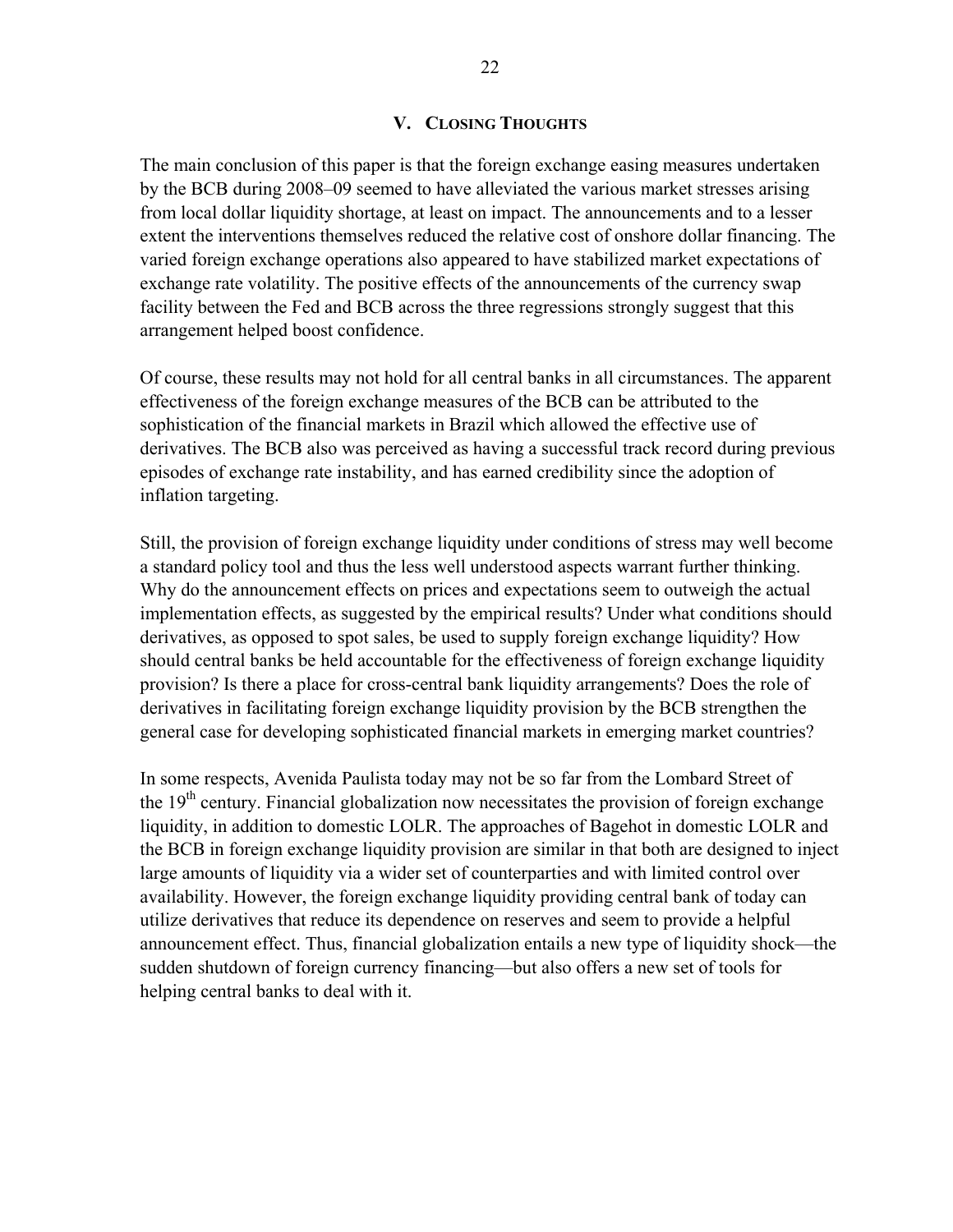## V. CLOSING THOUGHTS

The main conclusion of this paper is that the foreign exchange easing measures undertaken by the BCB during 2008–09 seemed to have alleviated the various market stresses arising from local dollar liquidity shortage, at least on impact. The announcements and to a lesser extent the interventions themselves reduced the relative cost of onshore dollar financing. The varied foreign exchange operations also appeared to have stabilized market expectations of exchange rate volatility. The positive effects of the announcements of the currency swap facility between the Fed and BCB across the three regressions strongly suggest that this arrangement helped boost confidence.

Of course, these results may not hold for all central banks in all circumstances. The apparent effectiveness of the foreign exchange measures of the BCB can be attributed to the sophistication of the financial markets in Brazil which allowed the effective use of derivatives. The BCB also was perceived as having a successful track record during previous episodes of exchange rate instability, and has earned credibility since the adoption of inflation targeting.

Still, the provision of foreign exchange liquidity under conditions of stress may well become a standard policy tool and thus the less well understood aspects warrant further thinking. Why do the announcement effects on prices and expectations seem to outweigh the actual implementation effects, as suggested by the empirical results? Under what conditions should derivatives, as opposed to spot sales, be used to supply foreign exchange liquidity? How should central banks be held accountable for the effectiveness of foreign exchange liquidity provision? Is there a place for cross-central bank liquidity arrangements? Does the role of derivatives in facilitating foreign exchange liquidity provision by the BCB strengthen the general case for developing sophisticated financial markets in emerging market countries?

In some respects, Avenida Paulista today may not be so far from the Lombard Street of the 19th century. Financial globalization now necessitates the provision of foreign exchange liquidity, in addition to domestic LOLR. The approaches of Bagehot in domestic LOLR and the BCB in foreign exchange liquidity provision are similar in that both are designed to inject large amounts of liquidity via a wider set of counterparties and with limited control over availability. However, the foreign exchange liquidity providing central bank of today can utilize derivatives that reduce its dependence on reserves and seem to provide a helpful announcement effect. Thus, financial globalization entails a new type of liquidity shock—the sudden shutdown of foreign currency financing—but also offers a new set of tools for helping central banks to deal with it.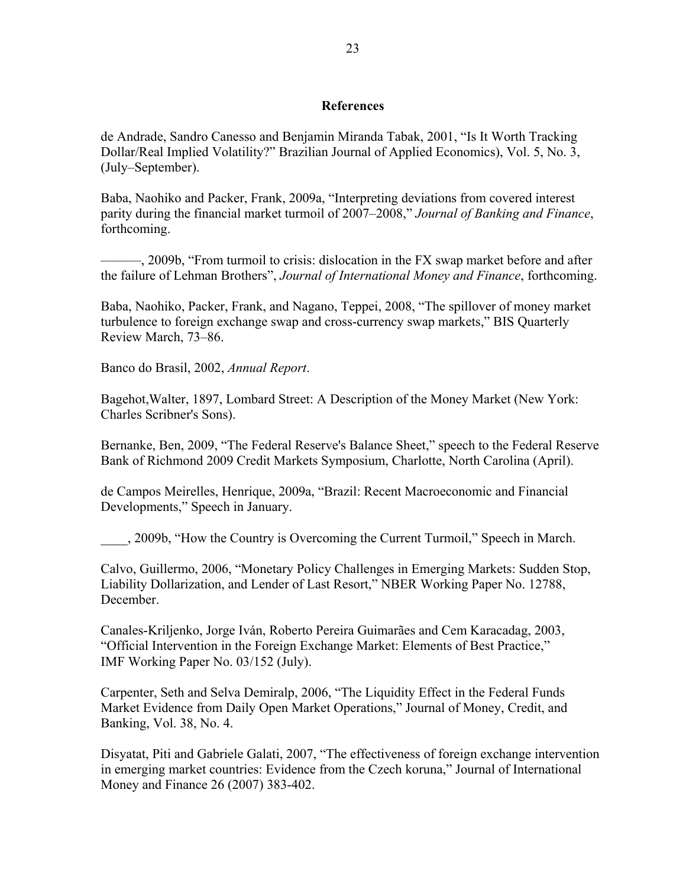## References

de Andrade, Sandro Canesso and Benjamin Miranda Tabak, 2001, "Is It Worth Tracking Dollar/Real Implied Volatility?" Brazilian Journal of Applied Economics), Vol. 5, No. 3, (July–September).

Baba, Naohiko and Packer, Frank, 2009a, "Interpreting deviations from covered interest parity during the financial market turmoil of 2007–2008," *Journal of Banking and Finance*, forthcoming.

———, 2009b, "From turmoil to crisis: dislocation in the FX swap market before and after the failure of Lehman Brothers", *Journal of International Money and Finance*, forthcoming.

Baba, Naohiko, Packer, Frank, and Nagano, Teppei, 2008, "The spillover of money market turbulence to foreign exchange swap and cross-currency swap markets," BIS Quarterly Review March, 73–86.

Banco do Brasil, 2002, *Annual Report*.

Bagehot,Walter, 1897, Lombard Street: A Description of the Money Market (New York: Charles Scribner's Sons).

Bernanke, Ben, 2009, "The Federal Reserve's Balance Sheet," speech to the Federal Reserve Bank of Richmond 2009 Credit Markets Symposium, Charlotte, North Carolina (April).

de Campos Meirelles, Henrique, 2009a, "Brazil: Recent Macroeconomic and Financial Developments," Speech in January.

____, 2009b, "How the Country is Overcoming the Current Turmoil," Speech in March.

Calvo, Guillermo, 2006, "Monetary Policy Challenges in Emerging Markets: Sudden Stop, Liability Dollarization, and Lender of Last Resort," NBER Working Paper No. 12788, December.

Canales-Kriljenko, Jorge Iván, Roberto Pereira Guimarães and Cem Karacadag, 2003, "Official Intervention in the Foreign Exchange Market: Elements of Best Practice," IMF Working Paper No. 03/152 (July).

Carpenter, Seth and Selva Demiralp, 2006, "The Liquidity Effect in the Federal Funds Market Evidence from Daily Open Market Operations," Journal of Money, Credit, and Banking, Vol. 38, No. 4.

Disyatat, Piti and Gabriele Galati, 2007, "The effectiveness of foreign exchange intervention in emerging market countries: Evidence from the Czech koruna," Journal of International Money and Finance 26 (2007) 383-402.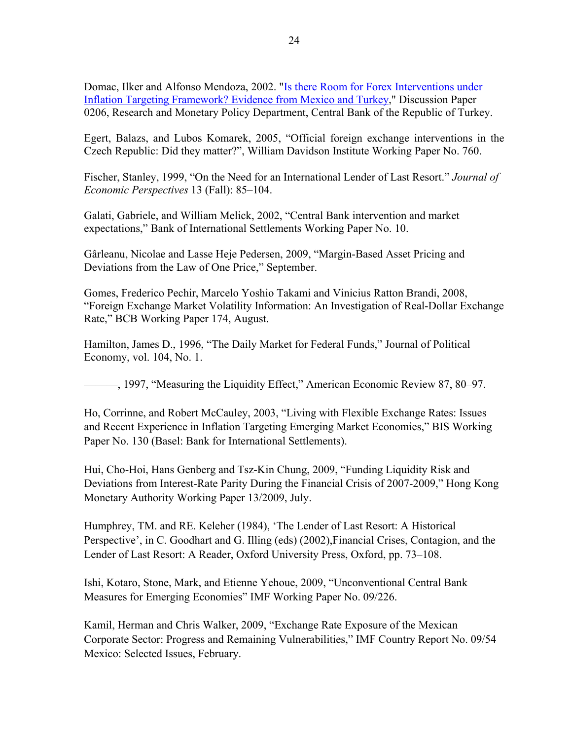Domac, Ilker and Alfonso Mendoza, 2002. "[Is there Room for Forex Interventions under Inflation Targeting Framework? Evidence from Mexico and Turkey](#)," Discussion Paper 0206, Research and Monetary Policy Department, Central Bank of the Republic of Turkey.

Egert, Balazs, and Lubos Komarek, 2005, "Official foreign exchange interventions in the Czech Republic: Did they matter?", William Davidson Institute Working Paper No. 760.

Fischer, Stanley, 1999, "On the Need for an International Lender of Last Resort." *Journal of Economic Perspectives* 13 (Fall): 85–104.

Galati, Gabriele, and William Melick, 2002, "Central Bank intervention and market expectations," Bank of International Settlements Working Paper No. 10.

Gârleanu, Nicolae and Lasse Heje Pedersen, 2009, "Margin-Based Asset Pricing and Deviations from the Law of One Price," September.

Gomes, Frederico Pechir, Marcelo Yoshio Takami and Vinicius Ratton Brandi, 2008, "Foreign Exchange Market Volatility Information: An Investigation of Real-Dollar Exchange Rate," BCB Working Paper 174, August.

Hamilton, James D., 1996, "The Daily Market for Federal Funds," Journal of Political Economy, vol. 104, No. 1.

———, 1997, "Measuring the Liquidity Effect," American Economic Review 87, 80–97.

Ho, Corrinne, and Robert McCauley, 2003, "Living with Flexible Exchange Rates: Issues and Recent Experience in Inflation Targeting Emerging Market Economies," BIS Working Paper No. 130 (Basel: Bank for International Settlements).

Hui, Cho-Hoi, Hans Genberg and Tsz-Kin Chung, 2009, "Funding Liquidity Risk and Deviations from Interest-Rate Parity During the Financial Crisis of 2007-2009," Hong Kong Monetary Authority Working Paper 13/2009, July.

Humphrey, TM. and RE. Keleher (1984), 'The Lender of Last Resort: A Historical Perspective', in C. Goodhart and G. Illing (eds) (2002),Financial Crises, Contagion, and the Lender of Last Resort: A Reader, Oxford University Press, Oxford, pp. 73–108.

Ishi, Kotaro, Stone, Mark, and Etienne Yehoue, 2009, "Unconventional Central Bank Measures for Emerging Economies" IMF Working Paper No. 09/226.

Kamil, Herman and Chris Walker, 2009, "Exchange Rate Exposure of the Mexican Corporate Sector: Progress and Remaining Vulnerabilities," IMF Country Report No. 09/54 Mexico: Selected Issues, February.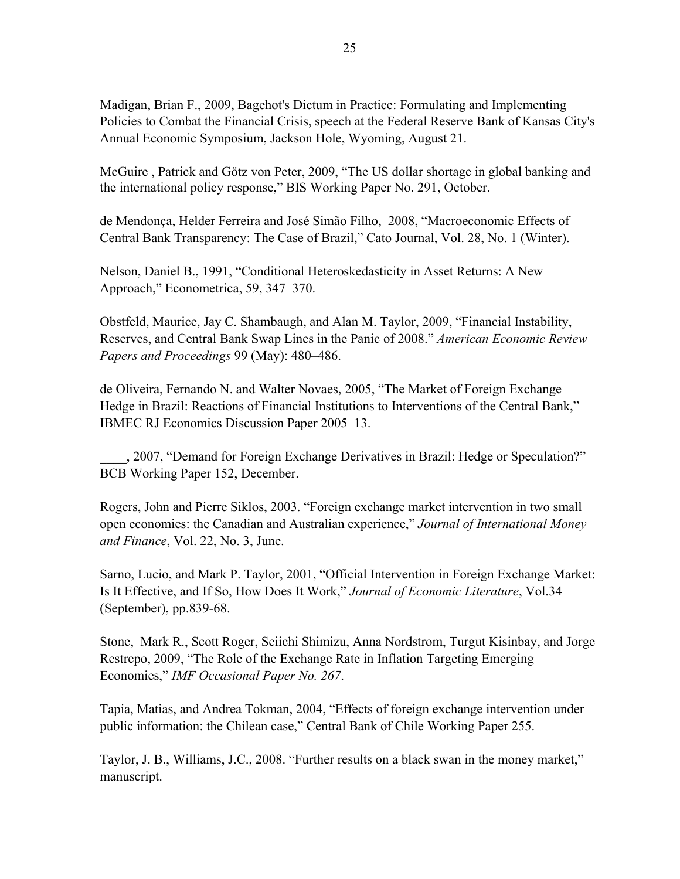Madigan, Brian F., 2009, Bagehot's Dictum in Practice: Formulating and Implementing Policies to Combat the Financial Crisis, speech at the Federal Reserve Bank of Kansas City's Annual Economic Symposium, Jackson Hole, Wyoming, August 21.

McGuire , Patrick and Götz von Peter, 2009, "The US dollar shortage in global banking and the international policy response," BIS Working Paper No. 291, October.

de Mendonça, Helder Ferreira and José Simão Filho, 2008, "Macroeconomic Effects of Central Bank Transparency: The Case of Brazil," Cato Journal, Vol. 28, No. 1 (Winter).

Nelson, Daniel B., 1991, "Conditional Heteroskedasticity in Asset Returns: A New Approach," Econometrica, 59, 347–370.

Obstfeld, Maurice, Jay C. Shambaugh, and Alan M. Taylor, 2009, "Financial Instability, Reserves, and Central Bank Swap Lines in the Panic of 2008." *American Economic Review Papers and Proceedings* 99 (May): 480–486.

de Oliveira, Fernando N. and Walter Novaes, 2005, "The Market of Foreign Exchange Hedge in Brazil: Reactions of Financial Institutions to Interventions of the Central Bank," IBMEC RJ Economics Discussion Paper 2005–13.

____, 2007, "Demand for Foreign Exchange Derivatives in Brazil: Hedge or Speculation?" BCB Working Paper 152, December.

Rogers, John and Pierre Siklos, 2003. "Foreign exchange market intervention in two small open economies: the Canadian and Australian experience," *Journal of International Money and Finance*, Vol. 22, No. 3, June.

Sarno, Lucio, and Mark P. Taylor, 2001, "Official Intervention in Foreign Exchange Market: Is It Effective, and If So, How Does It Work," *Journal of Economic Literature*, Vol.34 (September), pp.839-68.

Stone, Mark R., Scott Roger, Seiichi Shimizu, Anna Nordstrom, Turgut Kisinbay, and Jorge Restrepo, 2009, "The Role of the Exchange Rate in Inflation Targeting Emerging Economies," *IMF Occasional Paper No. 267*.

Tapia, Matias, and Andrea Tokman, 2004, "Effects of foreign exchange intervention under public information: the Chilean case," Central Bank of Chile Working Paper 255.

Taylor, J. B., Williams, J.C., 2008. "Further results on a black swan in the money market," manuscript.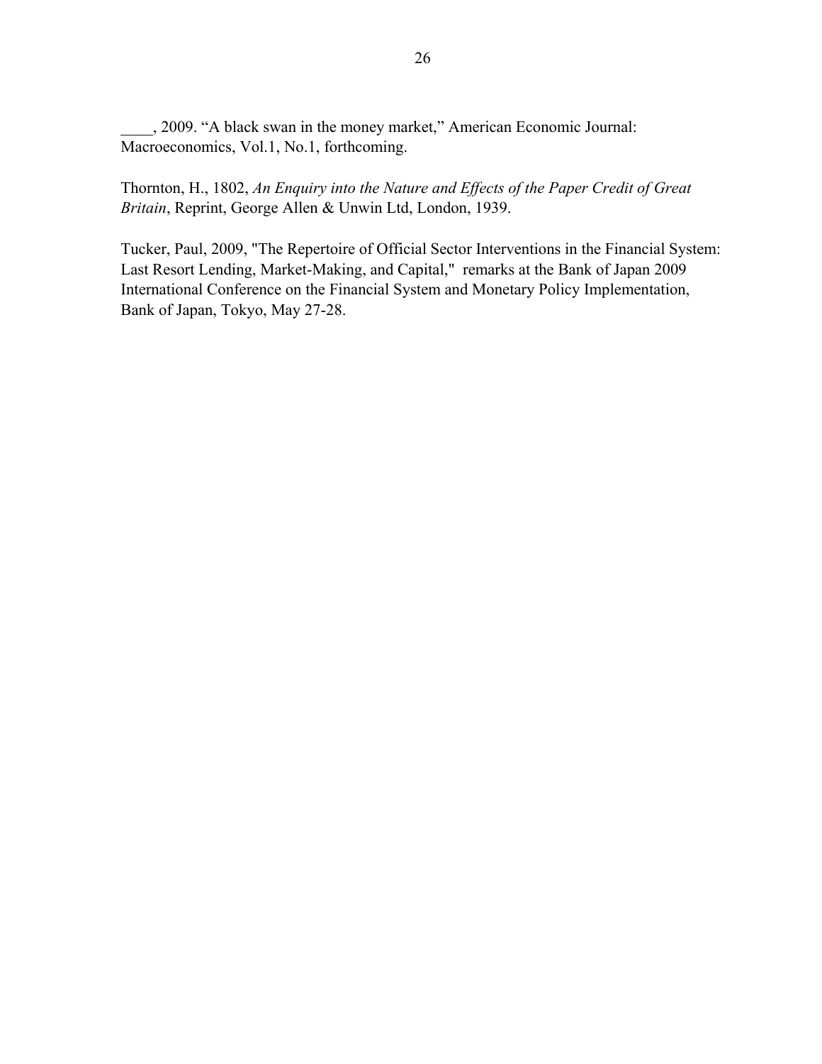____, 2009. “A black swan in the money market,” American Economic Journal: Macroeconomics, Vol.1, No.1, forthcoming.

Thornton, H., 1802, *An Enquiry into the Nature and Effects of the Paper Credit of Great Britain*, Reprint, George Allen & Unwin Ltd, London, 1939.

Tucker, Paul, 2009, "The Repertoire of Official Sector Interventions in the Financial System: Last Resort Lending, Market-Making, and Capital," remarks at the Bank of Japan 2009 International Conference on the Financial System and Monetary Policy Implementation, Bank of Japan, Tokyo, May 27-28.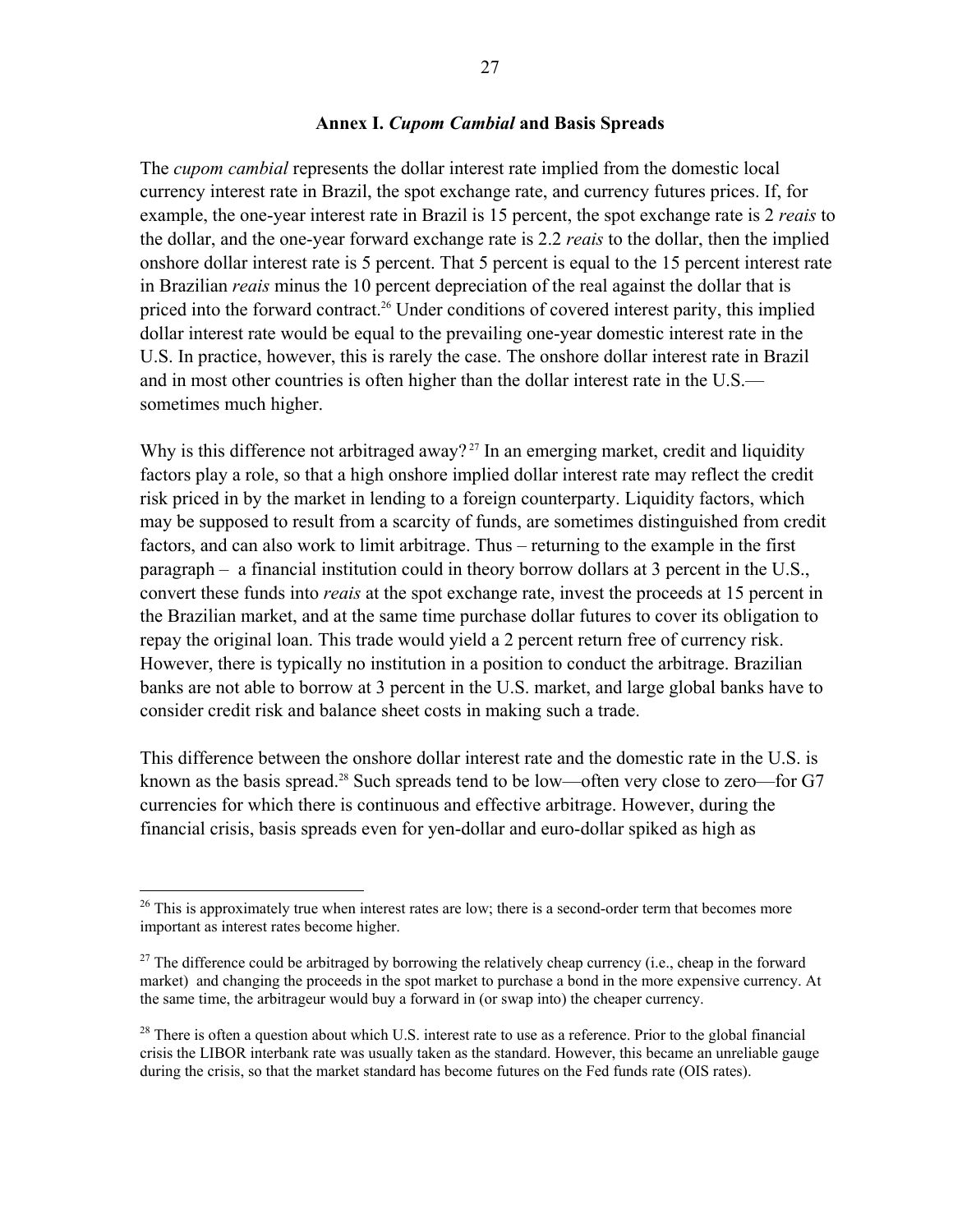## Annex I. *Cupom Cambial* and Basis Spreads

The *cupom cambial* represents the dollar interest rate implied from the domestic local currency interest rate in Brazil, the spot exchange rate, and currency futures prices. If, for example, the one-year interest rate in Brazil is 15 percent, the spot exchange rate is 2 *reais* to the dollar, and the one-year forward exchange rate is 2.2 *reais* to the dollar, then the implied onshore dollar interest rate is 5 percent. That 5 percent is equal to the 15 percent interest rate in Brazilian *reais* minus the 10 percent depreciation of the real against the dollar that is priced into the forward contract.[26] Under conditions of covered interest parity, this implied dollar interest rate would be equal to the prevailing one-year domestic interest rate in the U.S. In practice, however, this is rarely the case. The onshore dollar interest rate in Brazil and in most other countries is often higher than the dollar interest rate in the U.S.—sometimes much higher.

Why is this difference not arbitraged away?[27] In an emerging market, credit and liquidity factors play a role, so that a high onshore implied dollar interest rate may reflect the credit risk priced in by the market in lending to a foreign counterparty. Liquidity factors, which may be supposed to result from a scarcity of funds, are sometimes distinguished from credit factors, and can also work to limit arbitrage. Thus – returning to the example in the first paragraph – a financial institution could in theory borrow dollars at 3 percent in the U.S., convert these funds into *reais* at the spot exchange rate, invest the proceeds at 15 percent in the Brazilian market, and at the same time purchase dollar futures to cover its obligation to repay the original loan. This trade would yield a 2 percent return free of currency risk. However, there is typically no institution in a position to conduct the arbitrage. Brazilian banks are not able to borrow at 3 percent in the U.S. market, and large global banks have to consider credit risk and balance sheet costs in making such a trade.

This difference between the onshore dollar interest rate and the domestic rate in the U.S. is known as the basis spread.[28] Such spreads tend to be low—often very close to zero—for G7 currencies for which there is continuous and effective arbitrage. However, during the financial crisis, basis spreads even for yen-dollar and euro-dollar spiked as high as

---

[26] This is approximately true when interest rates are low; there is a second-order term that becomes more important as interest rates become higher.

[27] The difference could be arbitraged by borrowing the relatively cheap currency (i.e., cheap in the forward market) and changing the proceeds in the spot market to purchase a bond in the more expensive currency. At the same time, the arbitrageur would buy a forward in (or swap into) the cheaper currency.

[28] There is often a question about which U.S. interest rate to use as a reference. Prior to the global financial crisis the LIBOR interbank rate was usually taken as the standard. However, this became an unreliable gauge during the crisis, so that the market standard has become futures on the Fed funds rate (OIS rates).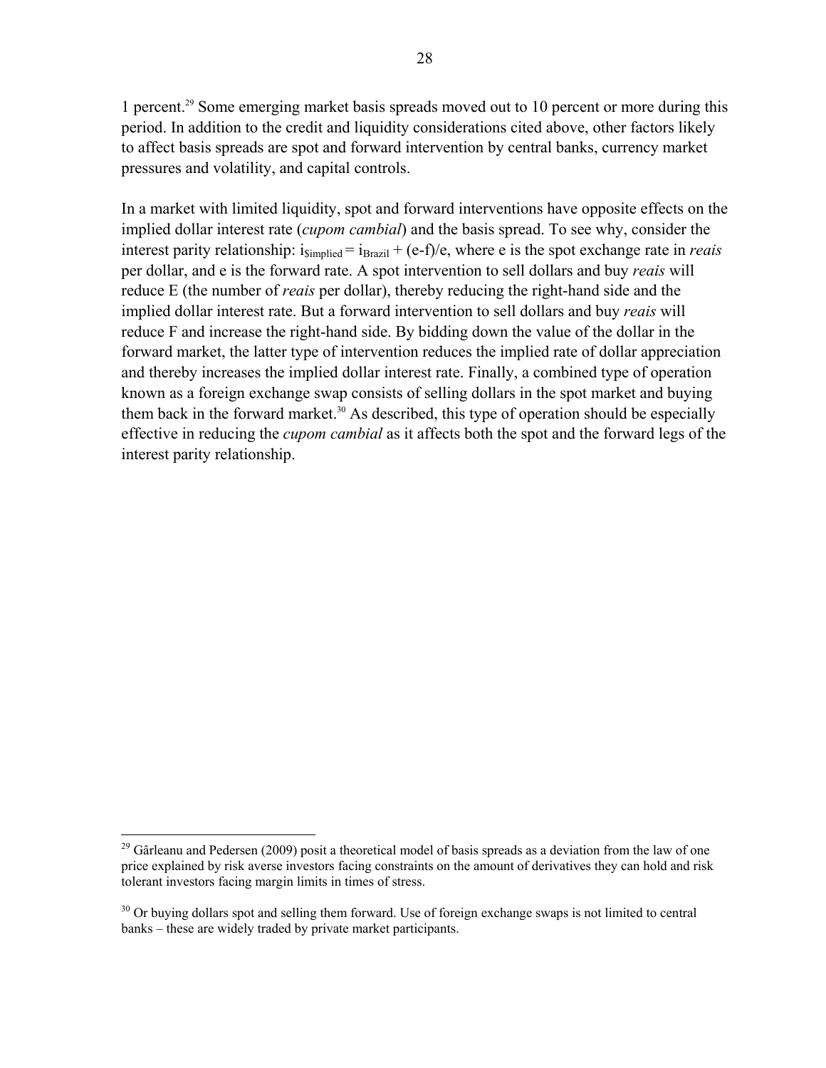1 percent.[29] Some emerging market basis spreads moved out to 10 percent or more during this period. In addition to the credit and liquidity considerations cited above, other factors likely to affect basis spreads are spot and forward intervention by central banks, currency market pressures and volatility, and capital controls.

In a market with limited liquidity, spot and forward interventions have opposite effects on the implied dollar interest rate (*cupom cambial*) and the basis spread. To see why, consider the interest parity relationship: $i_{\$implied} = i_{Brazil} + (e\text{-}f)/e$, where e is the spot exchange rate in *reais* per dollar, and e is the forward rate. A spot intervention to sell dollars and buy *reais* will reduce E (the number of *reais* per dollar), thereby reducing the right-hand side and the implied dollar interest rate. But a forward intervention to sell dollars and buy *reais* will reduce F and increase the right-hand side. By bidding down the value of the dollar in the forward market, the latter type of intervention reduces the implied rate of dollar appreciation and thereby increases the implied dollar interest rate. Finally, a combined type of operation known as a foreign exchange swap consists of selling dollars in the spot market and buying them back in the forward market.[30] As described, this type of operation should be especially effective in reducing the *cupom cambial* as it affects both the spot and the forward legs of the interest parity relationship.

---

[29] Gârleanu and Pedersen (2009) posit a theoretical model of basis spreads as a deviation from the law of one price explained by risk averse investors facing constraints on the amount of derivatives they can hold and risk tolerant investors facing margin limits in times of stress.

[30] Or buying dollars spot and selling them forward. Use of foreign exchange swaps is not limited to central banks – these are widely traded by private market participants.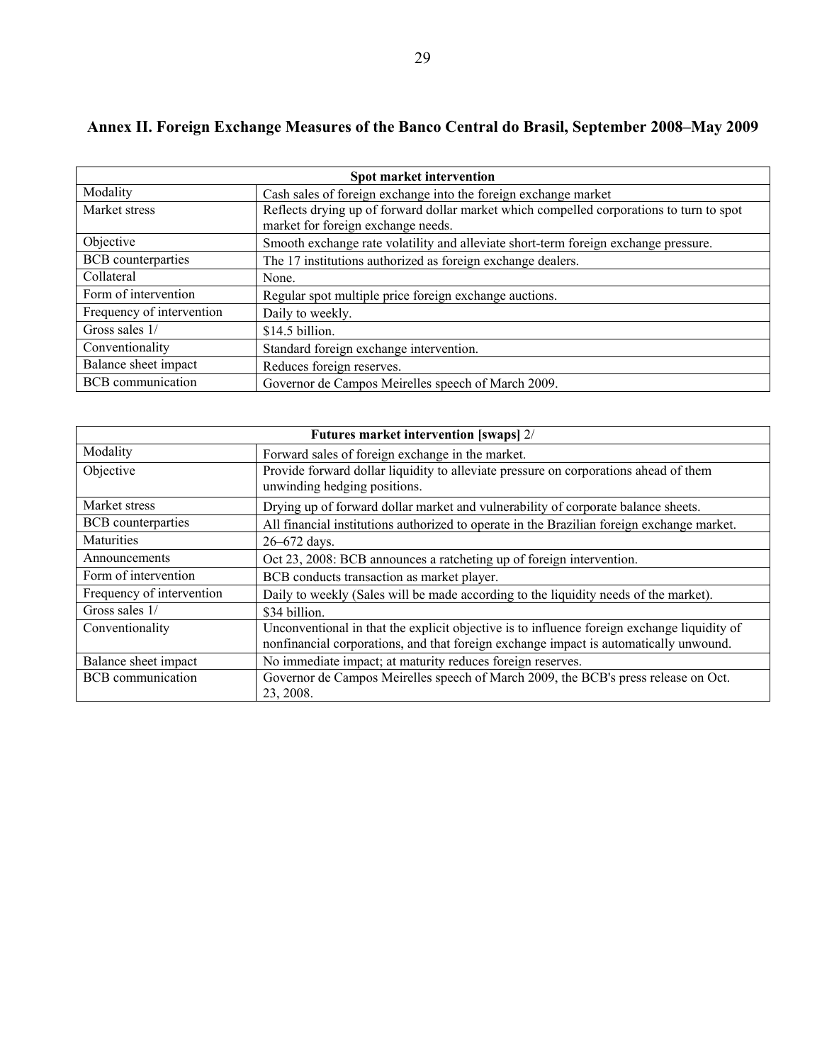# Annex II. Foreign Exchange Measures of the Banco Central do Brasil, September 2008–May 2009

| Spot market intervention | |
|---|---|
| Modality | Cash sales of foreign exchange into the foreign exchange market |
| Market stress | Reflects drying up of forward dollar market which compelled corporations to turn to spot market for foreign exchange needs. |
| Objective | Smooth exchange rate volatility and alleviate short-term foreign exchange pressure. |
| BCB counterparties | The 17 institutions authorized as foreign exchange dealers. |
| Collateral | None. |
| Form of intervention | Regular spot multiple price foreign exchange auctions. |
| Frequency of intervention | Daily to weekly. |
| Gross sales 1/ | $14.5 billion. |
| Conventionality | Standard foreign exchange intervention. |
| Balance sheet impact | Reduces foreign reserves. |
| BCB communication | Governor de Campos Meirelles speech of March 2009. |

| **Futures market intervention [swaps]** 2/ | |
|---|---|
| Modality | Forward sales of foreign exchange in the market. |
| Objective | Provide forward dollar liquidity to alleviate pressure on corporations ahead of them unwinding hedging positions. |
| Market stress | Drying up of forward dollar market and vulnerability of corporate balance sheets. |
| BCB counterparties | All financial institutions authorized to operate in the Brazilian foreign exchange market. |
| Maturities | 26–672 days. |
| Announcements | Oct 23, 2008: BCB announces a ratcheting up of foreign intervention. |
| Form of intervention | BCB conducts transaction as market player. |
| Frequency of intervention | Daily to weekly (Sales will be made according to the liquidity needs of the market). |
| Gross sales 1/ | $34 billion. |
| Conventionality | Unconventional in that the explicit objective is to influence foreign exchange liquidity of nonfinancial corporations, and that foreign exchange impact is automatically unwound. |
| Balance sheet impact | No immediate impact; at maturity reduces foreign reserves. |
| BCB communication | Governor de Campos Meirelles speech of March 2009, the BCB's press release on Oct. 23, 2008. |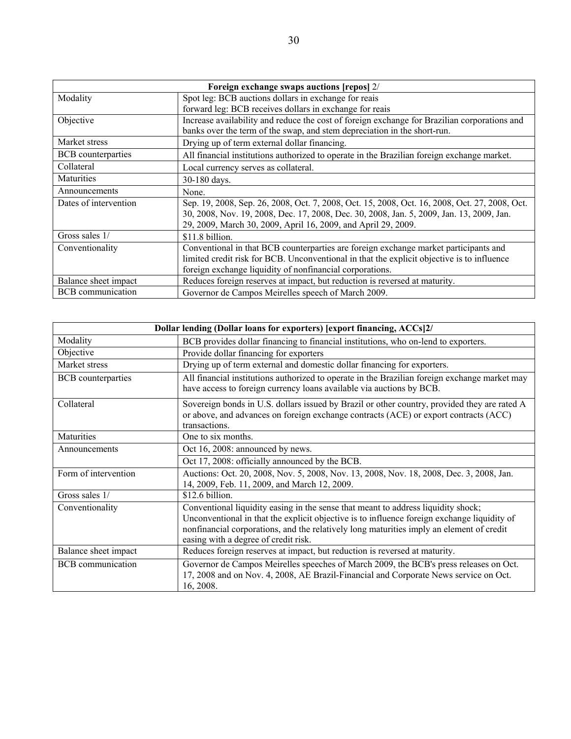| Foreign exchange swaps auctions [repos] 2/ | |
|---|---|
| Modality | Spot leg: BCB auctions dollars in exchange for reais<br>forward leg: BCB receives dollars in exchange for reais |
| Objective | Increase availability and reduce the cost of foreign exchange for Brazilian corporations and banks over the term of the swap, and stem depreciation in the short-run. |
| Market stress | Drying up of term external dollar financing. |
| BCB counterparties | All financial institutions authorized to operate in the Brazilian foreign exchange market. |
| Collateral | Local currency serves as collateral. |
| Maturities | 30-180 days. |
| Announcements | None. |
| Dates of intervention | Sep. 19, 2008, Sep. 26, 2008, Oct. 7, 2008, Oct. 15, 2008, Oct. 16, 2008, Oct. 27, 2008, Oct. 30, 2008, Nov. 19, 2008, Dec. 17, 2008, Dec. 30, 2008, Jan. 5, 2009, Jan. 13, 2009, Jan. 29, 2009, March 30, 2009, April 16, 2009, and April 29, 2009. |
| Gross sales 1/ | $11.8 billion. |
| Conventionality | Conventional in that BCB counterparties are foreign exchange market participants and limited credit risk for BCB. Unconventional in that the explicit objective is to influence foreign exchange liquidity of nonfinancial corporations. |
| Balance sheet impact | Reduces foreign reserves at impact, but reduction is reversed at maturity. |
| BCB communication | Governor de Campos Meirelles speech of March 2009. |

| Dollar lending (Dollar loans for exporters) [export financing, ACCs]2/ | |
|---|---|
| Modality | BCB provides dollar financing to financial institutions, who on-lend to exporters. |
| Objective | Provide dollar financing for exporters |
| Market stress | Drying up of term external and domestic dollar financing for exporters. |
| BCB counterparties | All financial institutions authorized to operate in the Brazilian foreign exchange market may have access to foreign currency loans available via auctions by BCB. |
| Collateral | Sovereign bonds in U.S. dollars issued by Brazil or other country, provided they are rated A or above, and advances on foreign exchange contracts (ACE) or export contracts (ACC) transactions. |
| Maturities | One to six months. |
| Announcements | Oct 16, 2008: announced by news.<br>Oct 17, 2008: officially announced by the BCB. |
| Form of intervention | Auctions: Oct. 20, 2008, Nov. 5, 2008, Nov. 13, 2008, Nov. 18, 2008, Dec. 3, 2008, Jan. 14, 2009, Feb. 11, 2009, and March 12, 2009. |
| Gross sales 1/ | $12.6 billion. |
| Conventionality | Conventional liquidity easing in the sense that meant to address liquidity shock; Unconventional in that the explicit objective is to influence foreign exchange liquidity of nonfinancial corporations, and the relatively long maturities imply an element of credit easing with a degree of credit risk. |
| Balance sheet impact | Reduces foreign reserves at impact, but reduction is reversed at maturity. |
| BCB communication | Governor de Campos Meirelles speeches of March 2009, the BCB's press releases on Oct. 17, 2008 and on Nov. 4, 2008, AE Brazil-Financial and Corporate News service on Oct. 16, 2008. |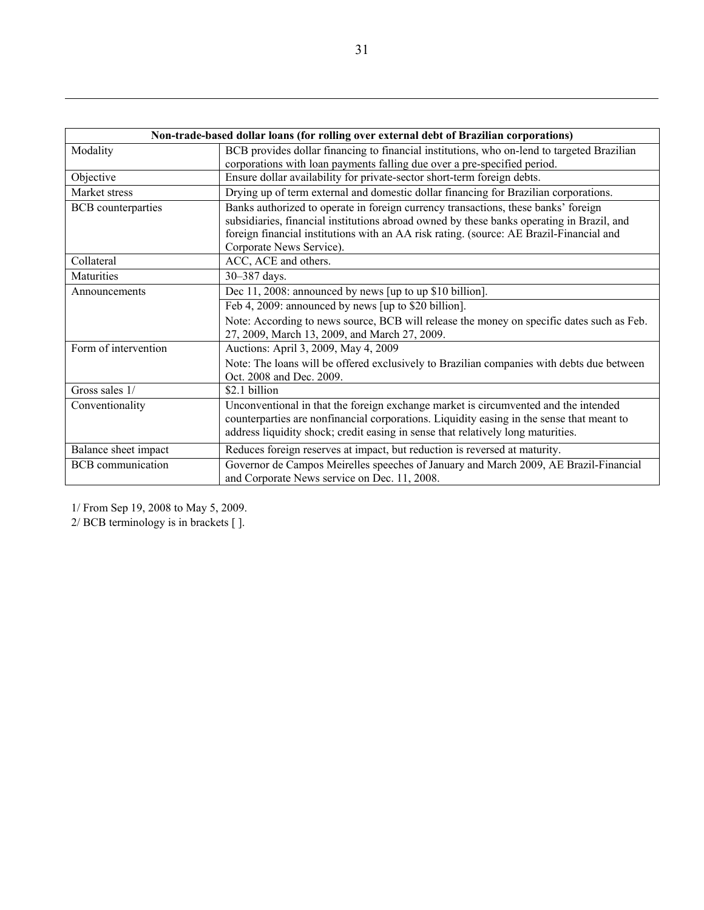| Non-trade-based dollar loans (for rolling over external debt of Brazilian corporations) | |
|---|---|
| Modality | BCB provides dollar financing to financial institutions, who on-lend to targeted Brazilian corporations with loan payments falling due over a pre-specified period. |
| Objective | Ensure dollar availability for private-sector short-term foreign debts. |
| Market stress | Drying up of term external and domestic dollar financing for Brazilian corporations. |
| BCB counterparties | Banks authorized to operate in foreign currency transactions, these banks' foreign subsidiaries, financial institutions abroad owned by these banks operating in Brazil, and foreign financial institutions with an AA risk rating. (source: AE Brazil-Financial and Corporate News Service). |
| Collateral | ACC, ACE and others. |
| Maturities | 30–387 days. |
| Announcements | Dec 11, 2008: announced by news [up to up $10 billion]. |
| | Feb 4, 2009: announced by news [up to $20 billion].<br>Note: According to news source, BCB will release the money on specific dates such as Feb. 27, 2009, March 13, 2009, and March 27, 2009. |
| Form of intervention | Auctions: April 3, 2009, May 4, 2009<br>Note: The loans will be offered exclusively to Brazilian companies with debts due between Oct. 2008 and Dec. 2009. |
| Gross sales 1/ | $2.1 billion |
| Conventionality | Unconventional in that the foreign exchange market is circumvented and the intended counterparties are nonfinancial corporations. Liquidity easing in the sense that meant to address liquidity shock; credit easing in sense that relatively long maturities. |
| Balance sheet impact | Reduces foreign reserves at impact, but reduction is reversed at maturity. |
| BCB communication | Governor de Campos Meirelles speeches of January and March 2009, AE Brazil-Financial and Corporate News service on Dec. 11, 2008. |

1/ From Sep 19, 2008 to May 5, 2009.

2/ BCB terminology is in brackets [ ].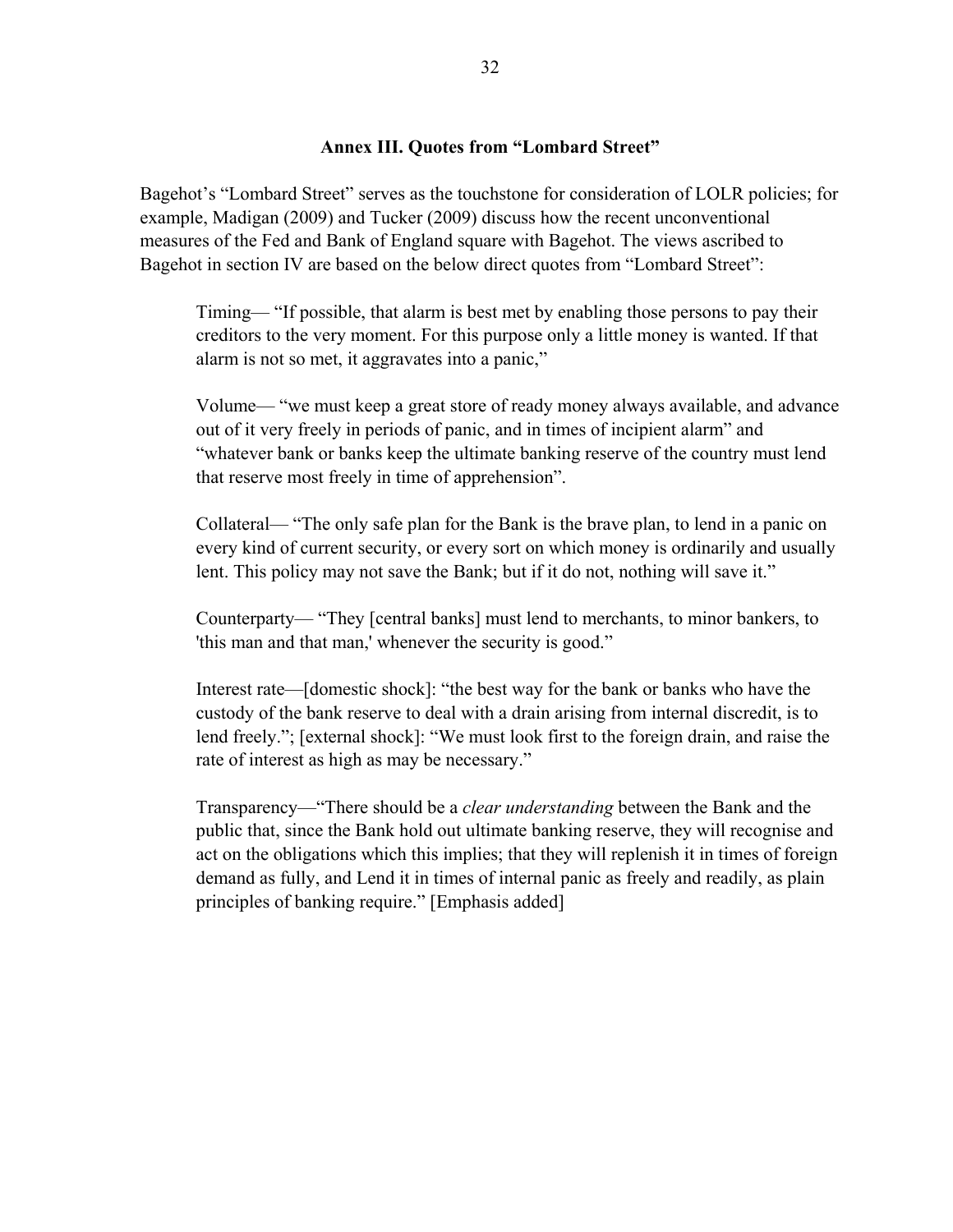## Annex III. Quotes from "Lombard Street"

Bagehot's "Lombard Street" serves as the touchstone for consideration of LOLR policies; for example, Madigan (2009) and Tucker (2009) discuss how the recent unconventional measures of the Fed and Bank of England square with Bagehot. The views ascribed to Bagehot in section IV are based on the below direct quotes from "Lombard Street":

> Timing— "If possible, that alarm is best met by enabling those persons to pay their creditors to the very moment. For this purpose only a little money is wanted. If that alarm is not so met, it aggravates into a panic,"
>
> Volume— "we must keep a great store of ready money always available, and advance out of it very freely in periods of panic, and in times of incipient alarm" and "whatever bank or banks keep the ultimate banking reserve of the country must lend that reserve most freely in time of apprehension".
>
> Collateral— "The only safe plan for the Bank is the brave plan, to lend in a panic on every kind of current security, or every sort on which money is ordinarily and usually lent. This policy may not save the Bank; but if it do not, nothing will save it."
>
> Counterparty— "They [central banks] must lend to merchants, to minor bankers, to 'this man and that man,' whenever the security is good."
>
> Interest rate—[domestic shock]: "the best way for the bank or banks who have the custody of the bank reserve to deal with a drain arising from internal discredit, is to lend freely."; [external shock]: "We must look first to the foreign drain, and raise the rate of interest as high as may be necessary."
>
> Transparency—"There should be a *clear understanding* between the Bank and the public that, since the Bank hold out ultimate banking reserve, they will recognise and act on the obligations which this implies; that they will replenish it in times of foreign demand as fully, and Lend it in times of internal panic as freely and readily, as plain principles of banking require." [Emphasis added]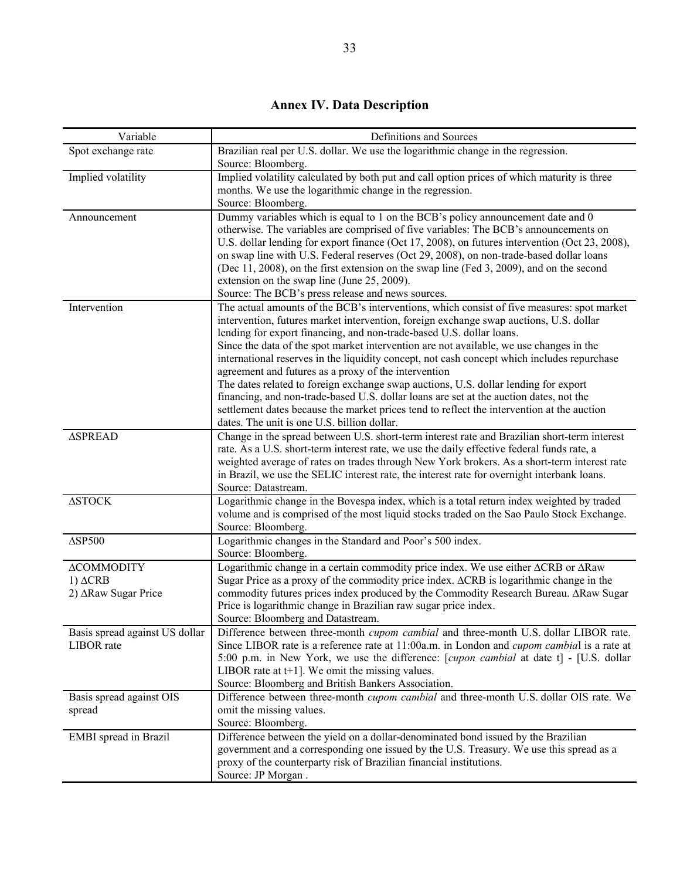# Annex IV. Data Description

| Variable | Definitions and Sources |
| --- | --- |
| Spot exchange rate | Brazilian real per U.S. dollar. We use the logarithmic change in the regression. Source: Bloomberg. |
| Implied volatility | Implied volatility calculated by both put and call option prices of which maturity is three months. We use the logarithmic change in the regression. Source: Bloomberg. |
| Announcement | Dummy variables which is equal to 1 on the BCB's policy announcement date and 0 otherwise. The variables are comprised of five variables: The BCB's announcements on U.S. dollar lending for export finance (Oct 17, 2008), on futures intervention (Oct 23, 2008), on swap line with U.S. Federal reserves (Oct 29, 2008), on non-trade-based dollar loans (Dec 11, 2008), on the first extension on the swap line (Fed 3, 2009), and on the second extension on the swap line (June 25, 2009). Source: The BCB's press release and news sources. |
| Intervention | The actual amounts of the BCB's interventions, which consist of five measures: spot market intervention, futures market intervention, foreign exchange swap auctions, U.S. dollar lending for export financing, and non-trade-based U.S. dollar loans. Since the data of the spot market intervention are not available, we use changes in the international reserves in the liquidity concept, not cash concept which includes repurchase agreement and futures as a proxy of the intervention The dates related to foreign exchange swap auctions, U.S. dollar lending for export financing, and non-trade-based U.S. dollar loans are set at the auction dates, not the settlement dates because the market prices tend to reflect the intervention at the auction dates. The unit is one U.S. billion dollar. |
| ΔSPREAD | Change in the spread between U.S. short-term interest rate and Brazilian short-term interest rate. As a U.S. short-term interest rate, we use the daily effective federal funds rate, a weighted average of rates on trades through New York brokers. As a short-term interest rate in Brazil, we use the SELIC interest rate, the interest rate for overnight interbank loans. Source: Datastream. |
| ΔSTOCK | Logarithmic change in the Bovespa index, which is a total return index weighted by traded volume and is comprised of the most liquid stocks traded on the Sao Paulo Stock Exchange. Source: Bloomberg. |
| ΔSP500 | Logarithmic changes in the Standard and Poor's 500 index. Source: Bloomberg. |
| ΔCOMMODITY<br>1) ΔCRB<br>2) ΔRaw Sugar Price | Logarithmic change in a certain commodity price index. We use either ΔCRB or ΔRaw Sugar Price as a proxy of the commodity price index. ΔCRB is logarithmic change in the commodity futures prices index produced by the Commodity Research Bureau. ΔRaw Sugar Price is logarithmic change in Brazilian raw sugar price index. Source: Bloomberg and Datastream. |
| Basis spread against US dollar LIBOR rate | Difference between three-month *cupom cambial* and three-month U.S. dollar LIBOR rate. Since LIBOR rate is a reference rate at 11:00a.m. in London and *cupom cambial* is a rate at 5:00 p.m. in New York, we use the difference: [*cupon cambial* at date t] - [U.S. dollar LIBOR rate at t+1]. We omit the missing values. Source: Bloomberg and British Bankers Association. |
| Basis spread against OIS spread | Difference between three-month *cupom cambial* and three-month U.S. dollar OIS rate. We omit the missing values. Source: Bloomberg. |
| EMBI spread in Brazil | Difference between the yield on a dollar-denominated bond issued by the Brazilian government and a corresponding one issued by the U.S. Treasury. We use this spread as a proxy of the counterparty risk of Brazilian financial institutions. Source: JP Morgan . |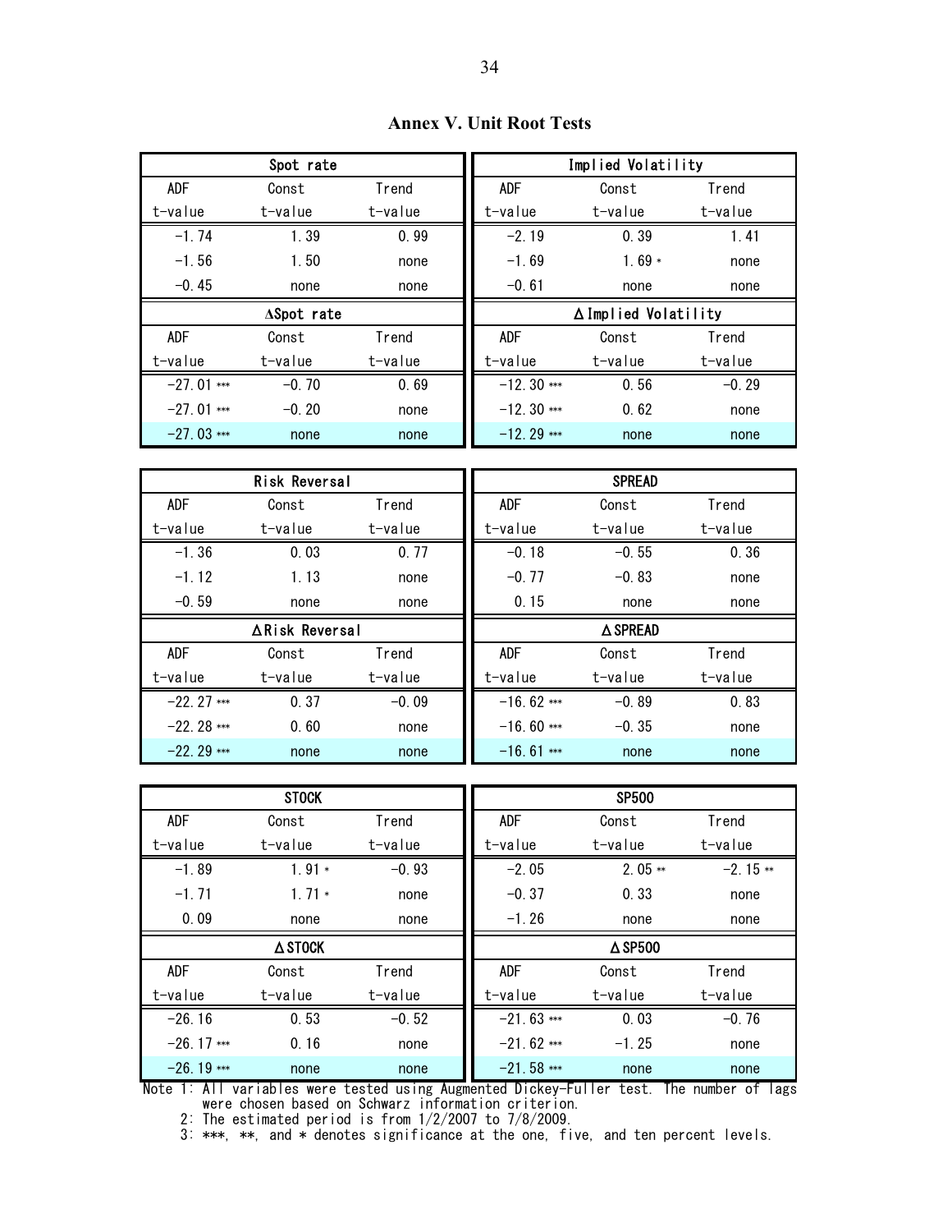## Annex V. Unit Root Tests

| Spot rate | | | Implied Volatility | | |
|---|---|---|---|---|---|
| ADF t-value | Const t-value | Trend t-value | ADF t-value | Const t-value | Trend t-value |
| -1.74 | 1.39 | 0.99 | -2.19 | 0.39 | 1.41 |
| -1.56 | 1.50 | none | -1.69 | 1.69 * | none |
| -0.45 | none | none | -0.61 | none | none |
| **ΔSpot rate** | | | **ΔImplied Volatility** | | |
| ADF t-value | Const t-value | Trend t-value | ADF t-value | Const t-value | Trend t-value |
| -27.01 *** | -0.70 | 0.69 | -12.30 *** | 0.56 | -0.29 |
| -27.01 *** | -0.20 | none | -12.30 *** | 0.62 | none |
| -27.03 *** | none | none | -12.29 *** | none | none |

| Risk Reversal | | | SPREAD | | |
|---|---|---|---|---|---|
| ADF t-value | Const t-value | Trend t-value | ADF t-value | Const t-value | Trend t-value |
| -1.36 | 0.03 | 0.77 | -0.18 | -0.55 | 0.36 |
| -1.12 | 1.13 | none | -0.77 | -0.83 | none |
| -0.59 | none | none | 0.15 | none | none |
| **ΔRisk Reversal** | | | **ΔSPREAD** | | |
| ADF t-value | Const t-value | Trend t-value | ADF t-value | Const t-value | Trend t-value |
| -22.27 *** | 0.37 | -0.09 | -16.62 *** | -0.89 | 0.83 |
| -22.28 *** | 0.60 | none | -16.60 *** | -0.35 | none |
| -22.29 *** | none | none | -16.61 *** | none | none |

| STOCK | | | SP500 | | |
|---|---|---|---|---|---|
| ADF t-value | Const t-value | Trend t-value | ADF t-value | Const t-value | Trend t-value |
| -1.89 | 1.91 * | -0.93 | -2.05 | 2.05 ** | -2.15 ** |
| -1.71 | 1.71 * | none | -0.37 | 0.33 | none |
| 0.09 | none | none | -1.26 | none | none |
| **ΔSTOCK** | | | **ΔSP500** | | |
| ADF t-value | Const t-value | Trend t-value | ADF t-value | Const t-value | Trend t-value |
| -26.16 | 0.53 | -0.52 | -21.63 *** | 0.03 | -0.76 |
| -26.17 *** | 0.16 | none | -21.62 *** | -1.25 | none |
| -26.19 *** | none | none | -21.58 *** | none | none |

Note 1: All variables were tested using Augmented Dickey-Fuller test. The number of lags were chosen based on Schwarz information criterion.
2: The estimated period is from 1/2/2007 to 7/8/2009.
3: ***, **, and * denotes significance at the one, five, and ten percent levels.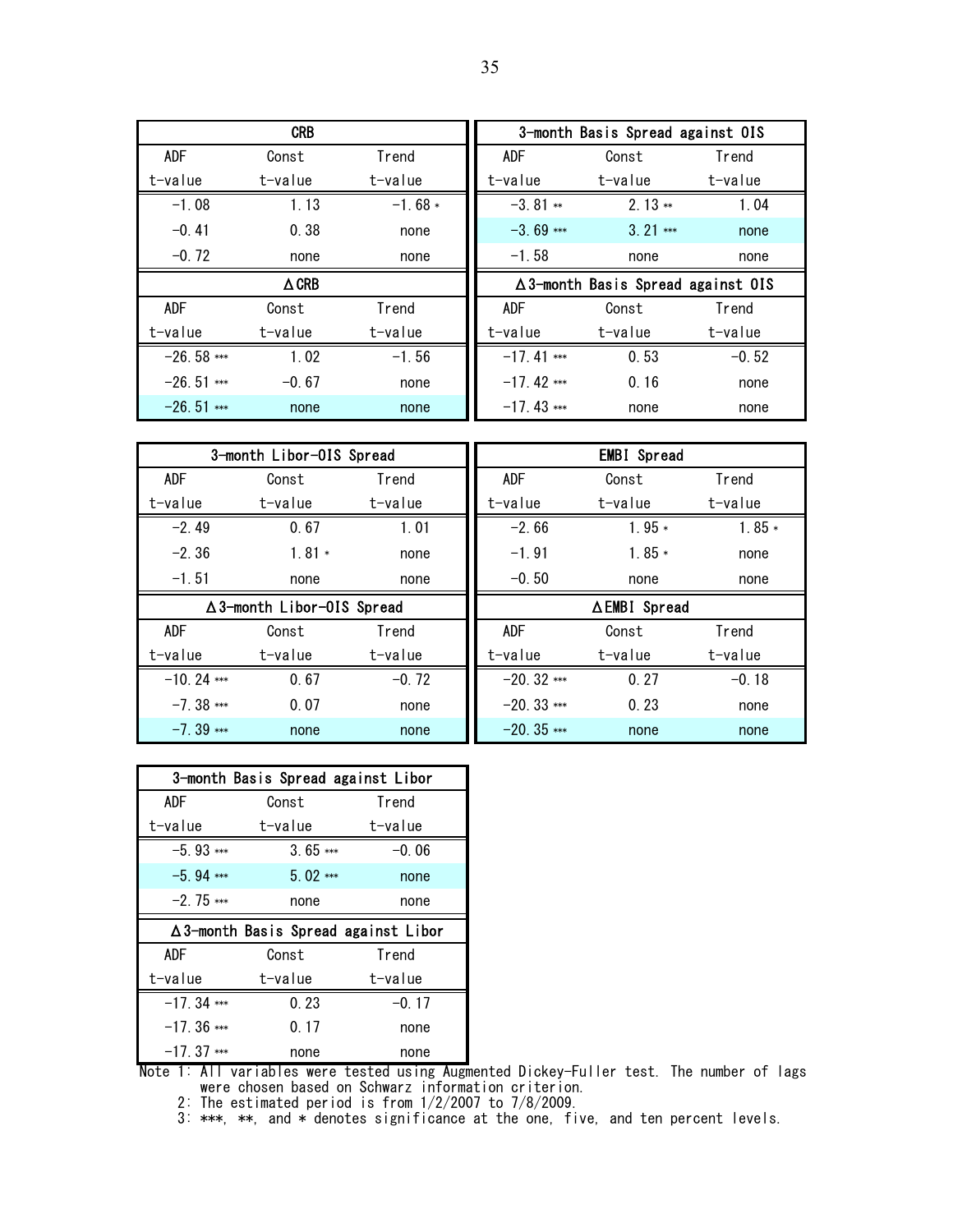| CRB | | |
|---|---|---|
| ADF t-value | Const t-value | Trend t-value |
| -1.08 | 1.13 | -1.68 * |
| -0.41 | 0.38 | none |
| -0.72 | none | none |
| **ΔCRB** | | |
| ADF t-value | Const t-value | Trend t-value |
| -26.58 *** | 1.02 | -1.56 |
| -26.51 *** | -0.67 | none |
| -26.51 *** | none | none |

| 3-month Basis Spread against OIS | | |
|---|---|---|
| ADF t-value | Const t-value | Trend t-value |
| -3.81 ** | 2.13 ** | 1.04 |
| -3.69 *** | 3.21 *** | none |
| -1.58 | none | none |
| **Δ3-month Basis Spread against OIS** | | |
| ADF t-value | Const t-value | Trend t-value |
| -17.41 *** | 0.53 | -0.52 |
| -17.42 *** | 0.16 | none |
| -17.43 *** | none | none |

| 3-month Libor-OIS Spread | | |
|---|---|---|
| ADF t-value | Const t-value | Trend t-value |
| -2.49 | 0.67 | 1.01 |
| -2.36 | 1.81 * | none |
| -1.51 | none | none |
| **Δ3-month Libor-OIS Spread** | | |
| ADF t-value | Const t-value | Trend t-value |
| -10.24 *** | 0.67 | -0.72 |
| -7.38 *** | 0.07 | none |
| -7.39 *** | none | none |

| EMBI Spread | | |
|---|---|---|
| ADF t-value | Const t-value | Trend t-value |
| -2.66 | 1.95 * | 1.85 * |
| -1.91 | 1.85 * | none |
| -0.50 | none | none |
| **ΔEMBI Spread** | | |
| ADF t-value | Const t-value | Trend t-value |
| -20.32 *** | 0.27 | -0.18 |
| -20.33 *** | 0.23 | none |
| -20.35 *** | none | none |

| 3-month Basis Spread against Libor | | |
|---|---|---|
| ADF t-value | Const t-value | Trend t-value |
| -5.93 *** | 3.65 *** | -0.06 |
| -5.94 *** | 5.02 *** | none |
| -2.75 *** | none | none |
| **Δ3-month Basis Spread against Libor** | | |
| ADF t-value | Const t-value | Trend t-value |
| -17.34 *** | 0.23 | -0.17 |
| -17.36 *** | 0.17 | none |
| -17.37 *** | none | none |

Note 1: All variables were tested using Augmented Dickey-Fuller test. The number of lags were chosen based on Schwarz information criterion.
2: The estimated period is from 1/2/2007 to 7/8/2009.
3: ***, **, and * denotes significance at the one, five, and ten percent levels.